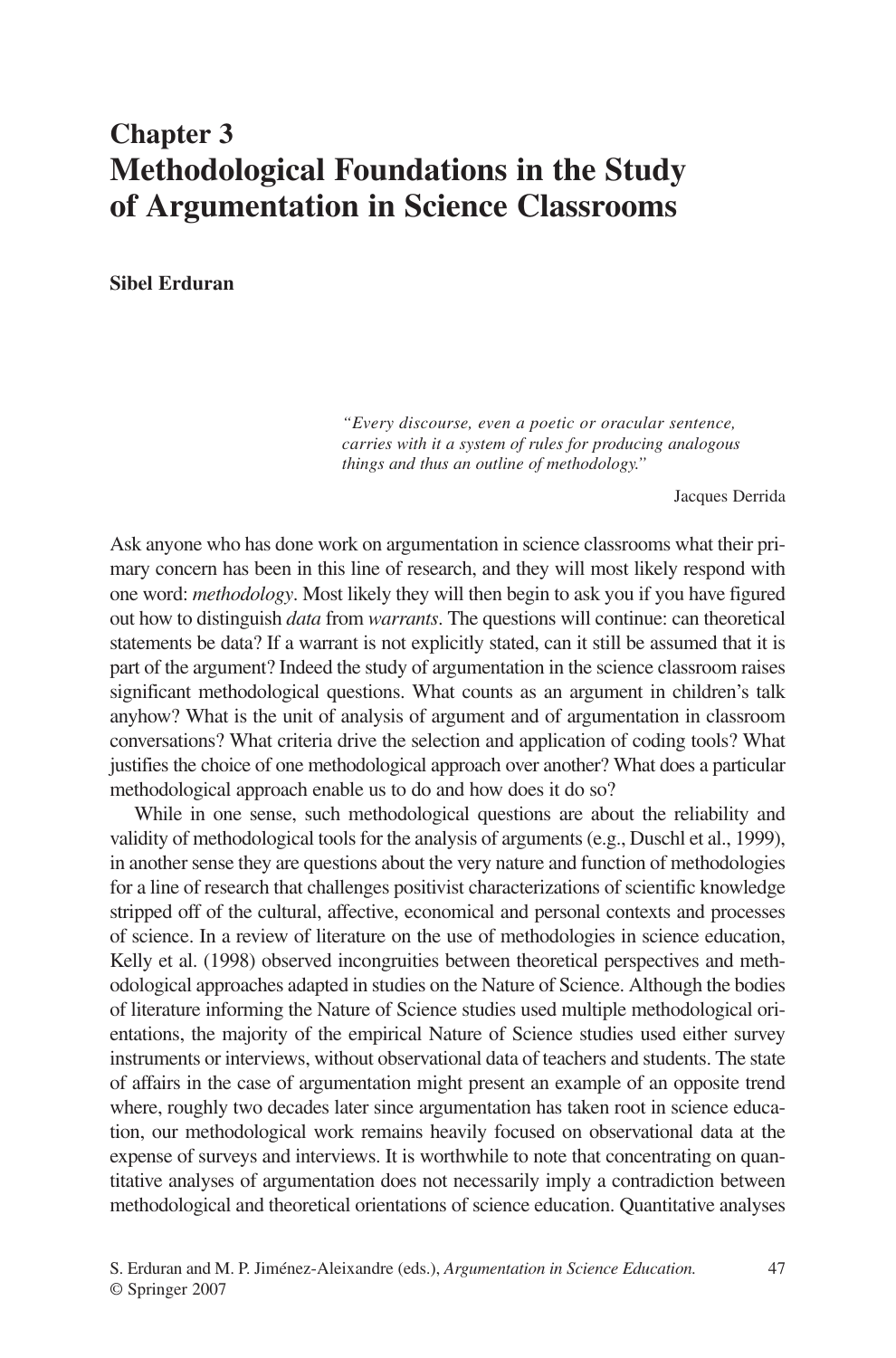# Chapter 3
# Methodological Foundations in the Study of Argumentation in Science Classrooms

**Sibel Erduran**

> *"Every discourse, even a poetic or oracular sentence, carries with it a system of rules for producing analogous things and thus an outline of methodology."*
>
> Jacques Derrida

Ask anyone who has done work on argumentation in science classrooms what their primary concern has been in this line of research, and they will most likely respond with one word: *methodology*. Most likely they will then begin to ask you if you have figured out how to distinguish *data* from *warrants*. The questions will continue: can theoretical statements be data? If a warrant is not explicitly stated, can it still be assumed that it is part of the argument? Indeed the study of argumentation in the science classroom raises significant methodological questions. What counts as an argument in children's talk anyhow? What is the unit of analysis of argument and of argumentation in classroom conversations? What criteria drive the selection and application of coding tools? What justifies the choice of one methodological approach over another? What does a particular methodological approach enable us to do and how does it do so?

While in one sense, such methodological questions are about the reliability and validity of methodological tools for the analysis of arguments (e.g., Duschl et al., 1999), in another sense they are questions about the very nature and function of methodologies for a line of research that challenges positivist characterizations of scientific knowledge stripped off of the cultural, affective, economical and personal contexts and processes of science. In a review of literature on the use of methodologies in science education, Kelly et al. (1998) observed incongruities between theoretical perspectives and methodological approaches adapted in studies on the Nature of Science. Although the bodies of literature informing the Nature of Science studies used multiple methodological orientations, the majority of the empirical Nature of Science studies used either survey instruments or interviews, without observational data of teachers and students. The state of affairs in the case of argumentation might present an example of an opposite trend where, roughly two decades later since argumentation has taken root in science education, our methodological work remains heavily focused on observational data at the expense of surveys and interviews. It is worthwhile to note that concentrating on quantitative analyses of argumentation does not necessarily imply a contradiction between methodological and theoretical orientations of science education. Quantitative analyses

S. Erduran and M. P. Jiménez-Aleixandre (eds.), *Argumentation in Science Education.*
© Springer 2007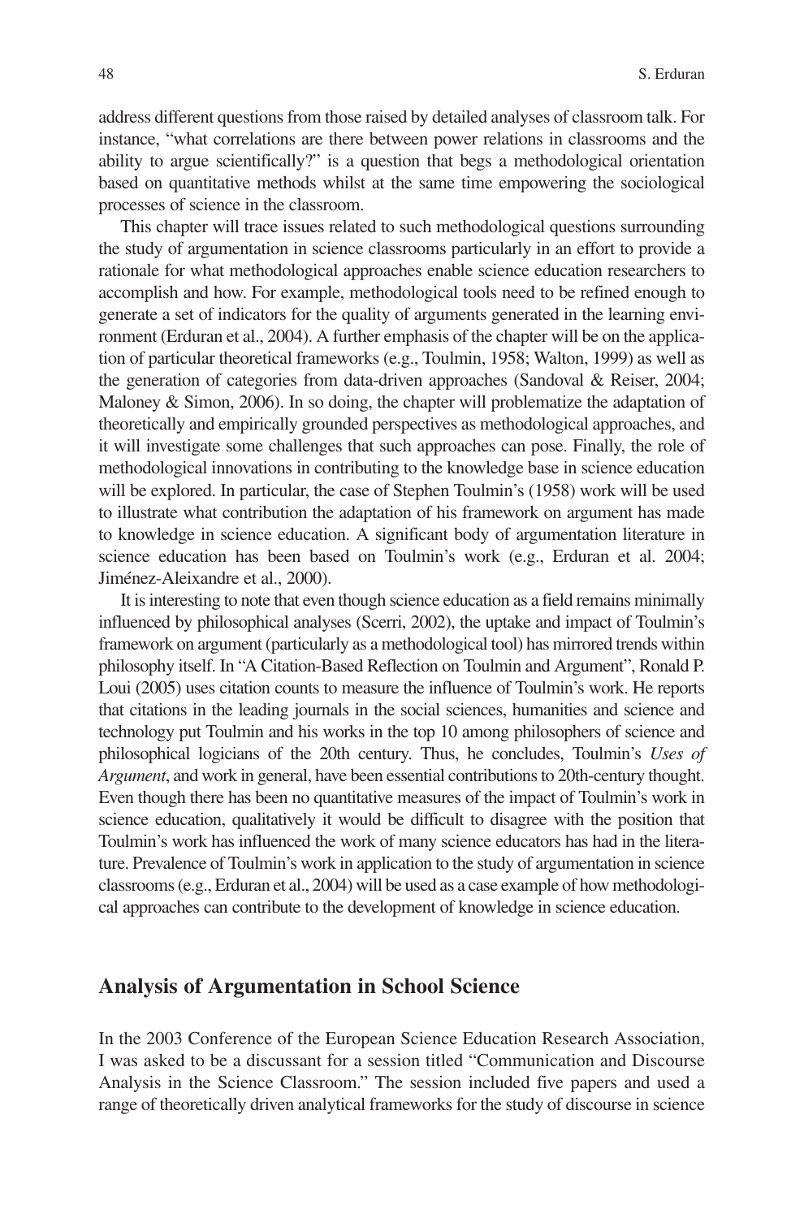address different questions from those raised by detailed analyses of classroom talk. For instance, "what correlations are there between power relations in classrooms and the ability to argue scientifically?" is a question that begs a methodological orientation based on quantitative methods whilst at the same time empowering the sociological processes of science in the classroom.

This chapter will trace issues related to such methodological questions surrounding the study of argumentation in science classrooms particularly in an effort to provide a rationale for what methodological approaches enable science education researchers to accomplish and how. For example, methodological tools need to be refined enough to generate a set of indicators for the quality of arguments generated in the learning environment (Erduran et al., 2004). A further emphasis of the chapter will be on the application of particular theoretical frameworks (e.g., Toulmin, 1958; Walton, 1999) as well as the generation of categories from data-driven approaches (Sandoval & Reiser, 2004; Maloney & Simon, 2006). In so doing, the chapter will problematize the adaptation of theoretically and empirically grounded perspectives as methodological approaches, and it will investigate some challenges that such approaches can pose. Finally, the role of methodological innovations in contributing to the knowledge base in science education will be explored. In particular, the case of Stephen Toulmin's (1958) work will be used to illustrate what contribution the adaptation of his framework on argument has made to knowledge in science education. A significant body of argumentation literature in science education has been based on Toulmin's work (e.g., Erduran et al. 2004; Jiménez-Aleixandre et al., 2000).

It is interesting to note that even though science education as a field remains minimally influenced by philosophical analyses (Scerri, 2002), the uptake and impact of Toulmin's framework on argument (particularly as a methodological tool) has mirrored trends within philosophy itself. In "A Citation-Based Reflection on Toulmin and Argument", Ronald P. Loui (2005) uses citation counts to measure the influence of Toulmin's work. He reports that citations in the leading journals in the social sciences, humanities and science and technology put Toulmin and his works in the top 10 among philosophers of science and philosophical logicians of the 20th century. Thus, he concludes, Toulmin's *Uses of Argument*, and work in general, have been essential contributions to 20th-century thought. Even though there has been no quantitative measures of the impact of Toulmin's work in science education, qualitatively it would be difficult to disagree with the position that Toulmin's work has influenced the work of many science educators has had in the literature. Prevalence of Toulmin's work in application to the study of argumentation in science classrooms (e.g., Erduran et al., 2004) will be used as a case example of how methodological approaches can contribute to the development of knowledge in science education.

## Analysis of Argumentation in School Science

In the 2003 Conference of the European Science Education Research Association, I was asked to be a discussant for a session titled "Communication and Discourse Analysis in the Science Classroom." The session included five papers and used a range of theoretically driven analytical frameworks for the study of discourse in science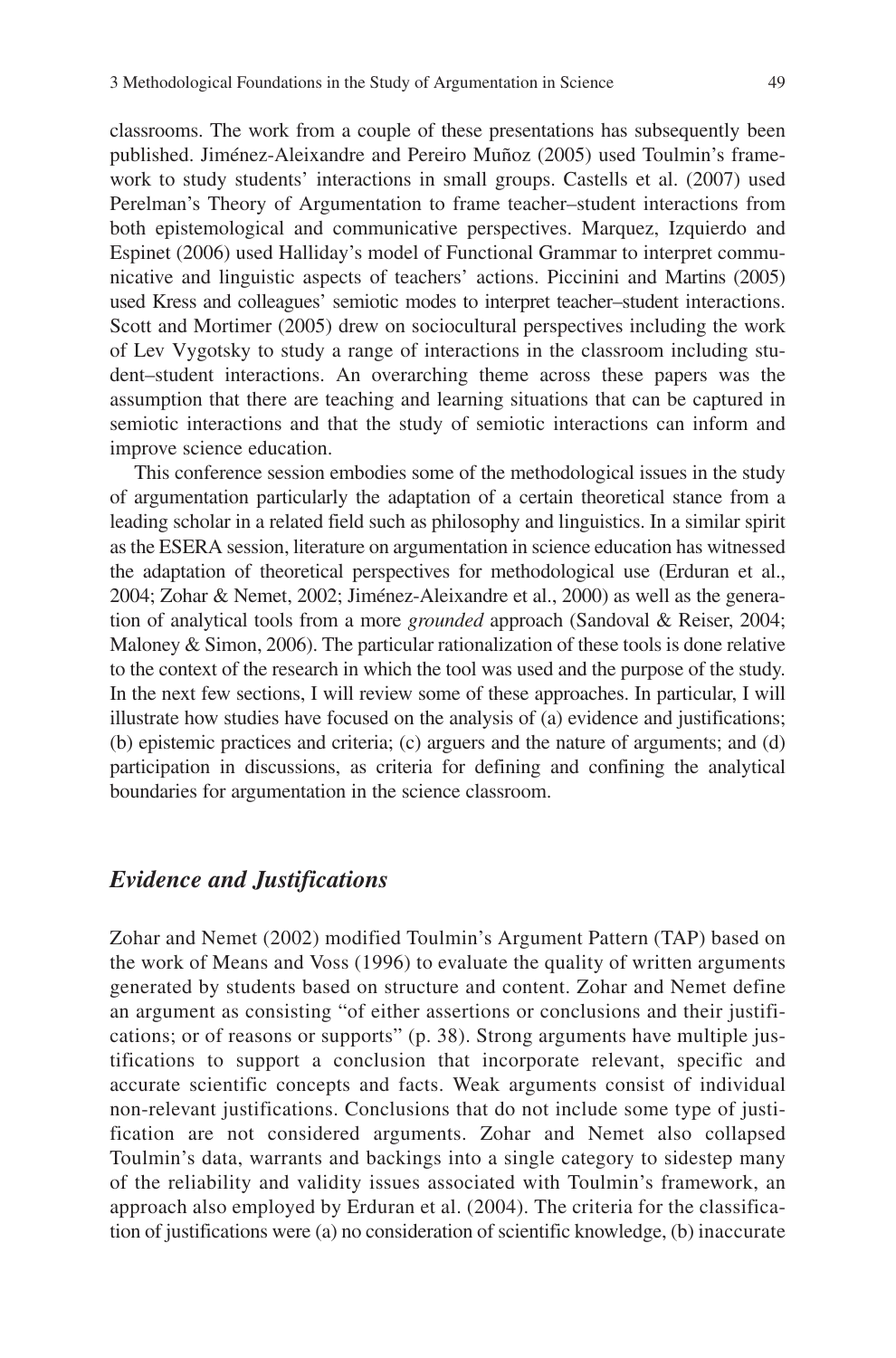classrooms. The work from a couple of these presentations has subsequently been published. Jiménez-Aleixandre and Pereiro Muñoz (2005) used Toulmin's framework to study students' interactions in small groups. Castells et al. (2007) used Perelman's Theory of Argumentation to frame teacher–student interactions from both epistemological and communicative perspectives. Marquez, Izquierdo and Espinet (2006) used Halliday's model of Functional Grammar to interpret communicative and linguistic aspects of teachers' actions. Piccinini and Martins (2005) used Kress and colleagues' semiotic modes to interpret teacher–student interactions. Scott and Mortimer (2005) drew on sociocultural perspectives including the work of Lev Vygotsky to study a range of interactions in the classroom including student–student interactions. An overarching theme across these papers was the assumption that there are teaching and learning situations that can be captured in semiotic interactions and that the study of semiotic interactions can inform and improve science education.

This conference session embodies some of the methodological issues in the study of argumentation particularly the adaptation of a certain theoretical stance from a leading scholar in a related field such as philosophy and linguistics. In a similar spirit as the ESERA session, literature on argumentation in science education has witnessed the adaptation of theoretical perspectives for methodological use (Erduran et al., 2004; Zohar & Nemet, 2002; Jiménez-Aleixandre et al., 2000) as well as the generation of analytical tools from a more *grounded* approach (Sandoval & Reiser, 2004; Maloney & Simon, 2006). The particular rationalization of these tools is done relative to the context of the research in which the tool was used and the purpose of the study. In the next few sections, I will review some of these approaches. In particular, I will illustrate how studies have focused on the analysis of (a) evidence and justifications; (b) epistemic practices and criteria; (c) arguers and the nature of arguments; and (d) participation in discussions, as criteria for defining and confining the analytical boundaries for argumentation in the science classroom.

## *Evidence and Justifications*

Zohar and Nemet (2002) modified Toulmin's Argument Pattern (TAP) based on the work of Means and Voss (1996) to evaluate the quality of written arguments generated by students based on structure and content. Zohar and Nemet define an argument as consisting "of either assertions or conclusions and their justifications; or of reasons or supports" (p. 38). Strong arguments have multiple justifications to support a conclusion that incorporate relevant, specific and accurate scientific concepts and facts. Weak arguments consist of individual non-relevant justifications. Conclusions that do not include some type of justification are not considered arguments. Zohar and Nemet also collapsed Toulmin's data, warrants and backings into a single category to sidestep many of the reliability and validity issues associated with Toulmin's framework, an approach also employed by Erduran et al. (2004). The criteria for the classification of justifications were (a) no consideration of scientific knowledge, (b) inaccurate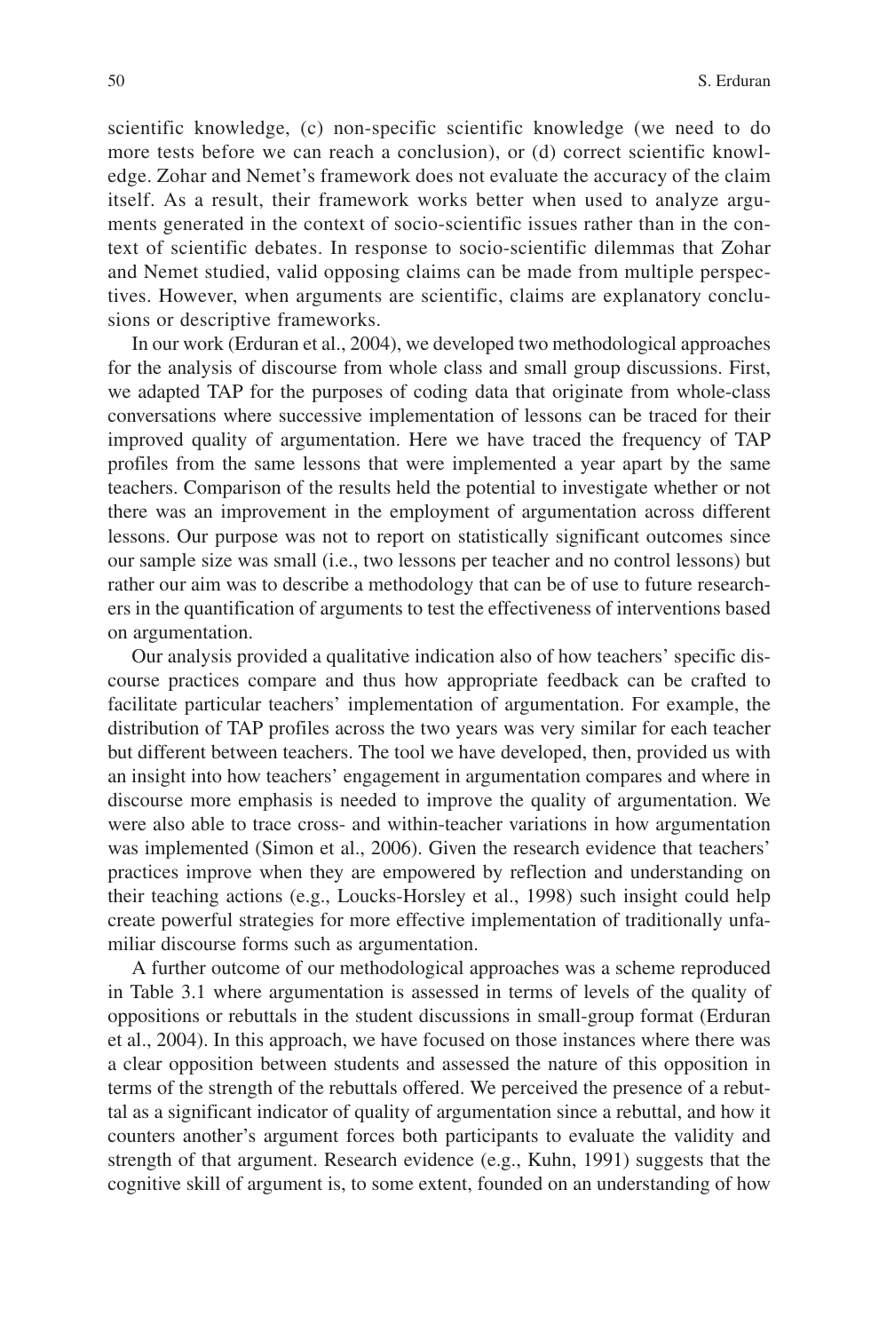scientific knowledge, (c) non-specific scientific knowledge (we need to do more tests before we can reach a conclusion), or (d) correct scientific knowledge. Zohar and Nemet's framework does not evaluate the accuracy of the claim itself. As a result, their framework works better when used to analyze arguments generated in the context of socio-scientific issues rather than in the context of scientific debates. In response to socio-scientific dilemmas that Zohar and Nemet studied, valid opposing claims can be made from multiple perspectives. However, when arguments are scientific, claims are explanatory conclusions or descriptive frameworks.

In our work (Erduran et al., 2004), we developed two methodological approaches for the analysis of discourse from whole class and small group discussions. First, we adapted TAP for the purposes of coding data that originate from whole-class conversations where successive implementation of lessons can be traced for their improved quality of argumentation. Here we have traced the frequency of TAP profiles from the same lessons that were implemented a year apart by the same teachers. Comparison of the results held the potential to investigate whether or not there was an improvement in the employment of argumentation across different lessons. Our purpose was not to report on statistically significant outcomes since our sample size was small (i.e., two lessons per teacher and no control lessons) but rather our aim was to describe a methodology that can be of use to future researchers in the quantification of arguments to test the effectiveness of interventions based on argumentation.

Our analysis provided a qualitative indication also of how teachers' specific discourse practices compare and thus how appropriate feedback can be crafted to facilitate particular teachers' implementation of argumentation. For example, the distribution of TAP profiles across the two years was very similar for each teacher but different between teachers. The tool we have developed, then, provided us with an insight into how teachers' engagement in argumentation compares and where in discourse more emphasis is needed to improve the quality of argumentation. We were also able to trace cross- and within-teacher variations in how argumentation was implemented (Simon et al., 2006). Given the research evidence that teachers' practices improve when they are empowered by reflection and understanding on their teaching actions (e.g., Loucks-Horsley et al., 1998) such insight could help create powerful strategies for more effective implementation of traditionally unfamiliar discourse forms such as argumentation.

A further outcome of our methodological approaches was a scheme reproduced in Table 3.1 where argumentation is assessed in terms of levels of the quality of oppositions or rebuttals in the student discussions in small-group format (Erduran et al., 2004). In this approach, we have focused on those instances where there was a clear opposition between students and assessed the nature of this opposition in terms of the strength of the rebuttals offered. We perceived the presence of a rebuttal as a significant indicator of quality of argumentation since a rebuttal, and how it counters another's argument forces both participants to evaluate the validity and strength of that argument. Research evidence (e.g., Kuhn, 1991) suggests that the cognitive skill of argument is, to some extent, founded on an understanding of how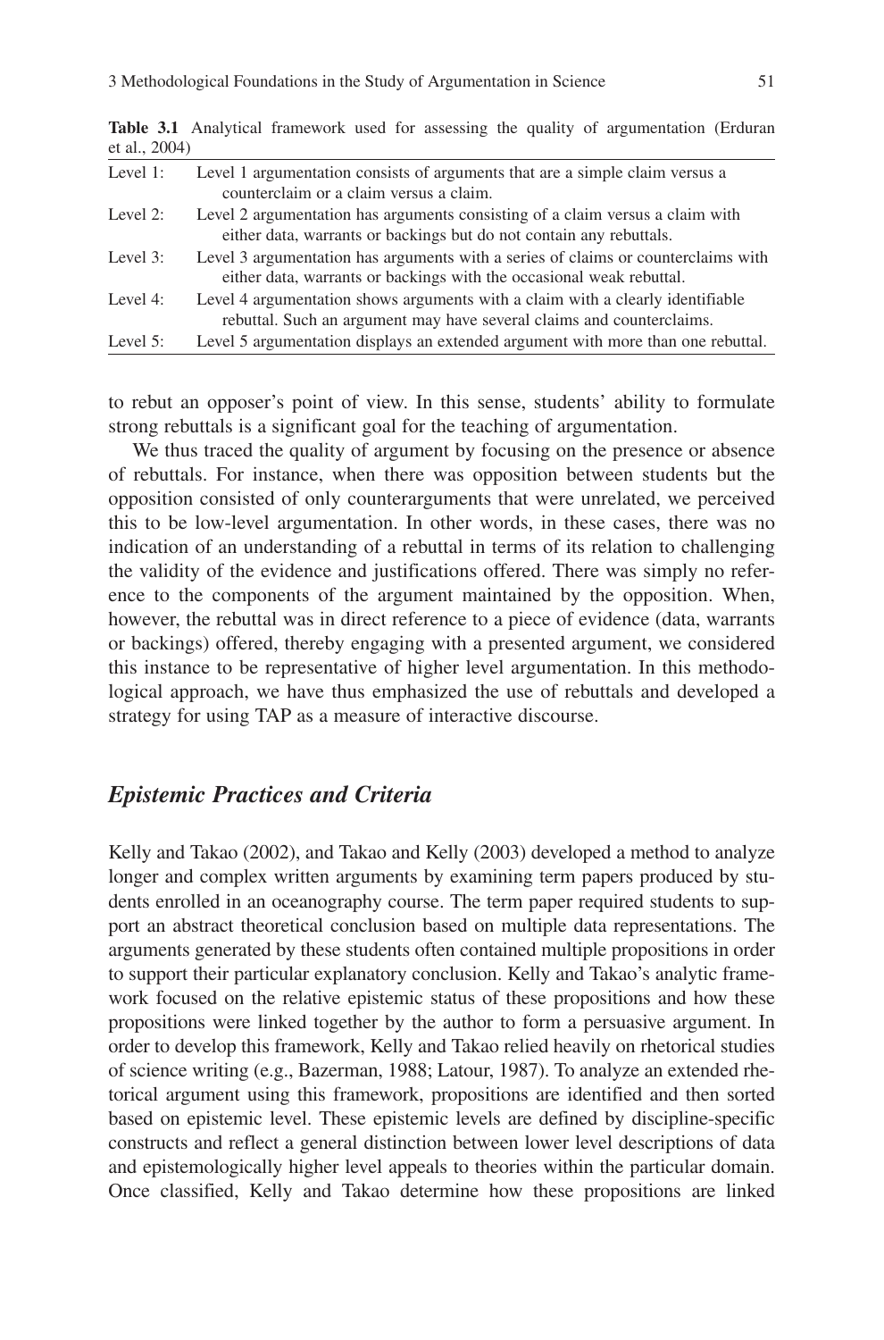**Table 3.1** Analytical framework used for assessing the quality of argumentation (Erduran et al., 2004)

| | |
|---|---|
| Level 1: | Level 1 argumentation consists of arguments that are a simple claim versus a counterclaim or a claim versus a claim. |
| Level 2: | Level 2 argumentation has arguments consisting of a claim versus a claim with either data, warrants or backings but do not contain any rebuttals. |
| Level 3: | Level 3 argumentation has arguments with a series of claims or counterclaims with either data, warrants or backings with the occasional weak rebuttal. |
| Level 4: | Level 4 argumentation shows arguments with a claim with a clearly identifiable rebuttal. Such an argument may have several claims and counterclaims. |
| Level 5: | Level 5 argumentation displays an extended argument with more than one rebuttal. |

to rebut an opposer's point of view. In this sense, students' ability to formulate strong rebuttals is a significant goal for the teaching of argumentation.

We thus traced the quality of argument by focusing on the presence or absence of rebuttals. For instance, when there was opposition between students but the opposition consisted of only counterarguments that were unrelated, we perceived this to be low-level argumentation. In other words, in these cases, there was no indication of an understanding of a rebuttal in terms of its relation to challenging the validity of the evidence and justifications offered. There was simply no reference to the components of the argument maintained by the opposition. When, however, the rebuttal was in direct reference to a piece of evidence (data, warrants or backings) offered, thereby engaging with a presented argument, we considered this instance to be representative of higher level argumentation. In this methodological approach, we have thus emphasized the use of rebuttals and developed a strategy for using TAP as a measure of interactive discourse.

## *Epistemic Practices and Criteria*

Kelly and Takao (2002), and Takao and Kelly (2003) developed a method to analyze longer and complex written arguments by examining term papers produced by students enrolled in an oceanography course. The term paper required students to support an abstract theoretical conclusion based on multiple data representations. The arguments generated by these students often contained multiple propositions in order to support their particular explanatory conclusion. Kelly and Takao's analytic framework focused on the relative epistemic status of these propositions and how these propositions were linked together by the author to form a persuasive argument. In order to develop this framework, Kelly and Takao relied heavily on rhetorical studies of science writing (e.g., Bazerman, 1988; Latour, 1987). To analyze an extended rhetorical argument using this framework, propositions are identified and then sorted based on epistemic level. These epistemic levels are defined by discipline-specific constructs and reflect a general distinction between lower level descriptions of data and epistemologically higher level appeals to theories within the particular domain. Once classified, Kelly and Takao determine how these propositions are linked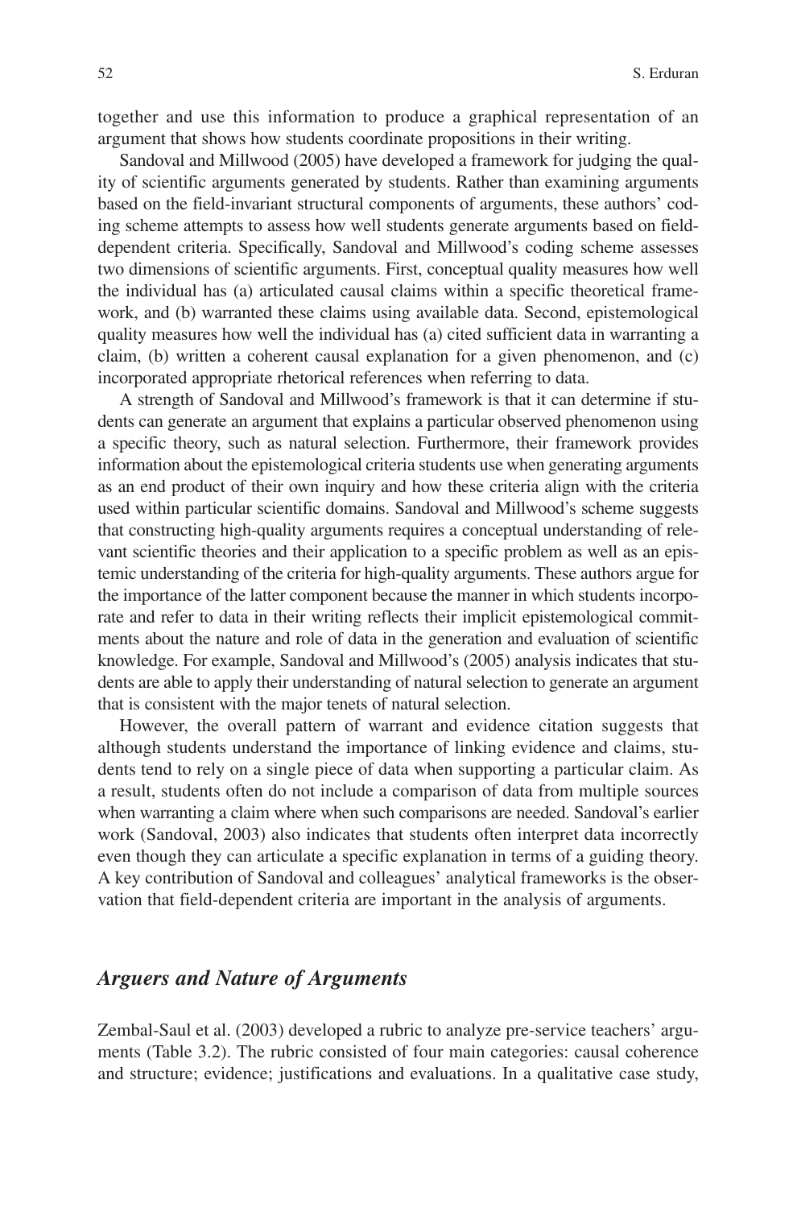together and use this information to produce a graphical representation of an argument that shows how students coordinate propositions in their writing.

Sandoval and Millwood (2005) have developed a framework for judging the quality of scientific arguments generated by students. Rather than examining arguments based on the field-invariant structural components of arguments, these authors' coding scheme attempts to assess how well students generate arguments based on field-dependent criteria. Specifically, Sandoval and Millwood's coding scheme assesses two dimensions of scientific arguments. First, conceptual quality measures how well the individual has (a) articulated causal claims within a specific theoretical framework, and (b) warranted these claims using available data. Second, epistemological quality measures how well the individual has (a) cited sufficient data in warranting a claim, (b) written a coherent causal explanation for a given phenomenon, and (c) incorporated appropriate rhetorical references when referring to data.

A strength of Sandoval and Millwood's framework is that it can determine if students can generate an argument that explains a particular observed phenomenon using a specific theory, such as natural selection. Furthermore, their framework provides information about the epistemological criteria students use when generating arguments as an end product of their own inquiry and how these criteria align with the criteria used within particular scientific domains. Sandoval and Millwood's scheme suggests that constructing high-quality arguments requires a conceptual understanding of relevant scientific theories and their application to a specific problem as well as an epistemic understanding of the criteria for high-quality arguments. These authors argue for the importance of the latter component because the manner in which students incorporate and refer to data in their writing reflects their implicit epistemological commitments about the nature and role of data in the generation and evaluation of scientific knowledge. For example, Sandoval and Millwood's (2005) analysis indicates that students are able to apply their understanding of natural selection to generate an argument that is consistent with the major tenets of natural selection.

However, the overall pattern of warrant and evidence citation suggests that although students understand the importance of linking evidence and claims, students tend to rely on a single piece of data when supporting a particular claim. As a result, students often do not include a comparison of data from multiple sources when warranting a claim where when such comparisons are needed. Sandoval's earlier work (Sandoval, 2003) also indicates that students often interpret data incorrectly even though they can articulate a specific explanation in terms of a guiding theory. A key contribution of Sandoval and colleagues' analytical frameworks is the observation that field-dependent criteria are important in the analysis of arguments.

### *Arguers and Nature of Arguments*

Zembal-Saul et al. (2003) developed a rubric to analyze pre-service teachers' arguments (Table 3.2). The rubric consisted of four main categories: causal coherence and structure; evidence; justifications and evaluations. In a qualitative case study,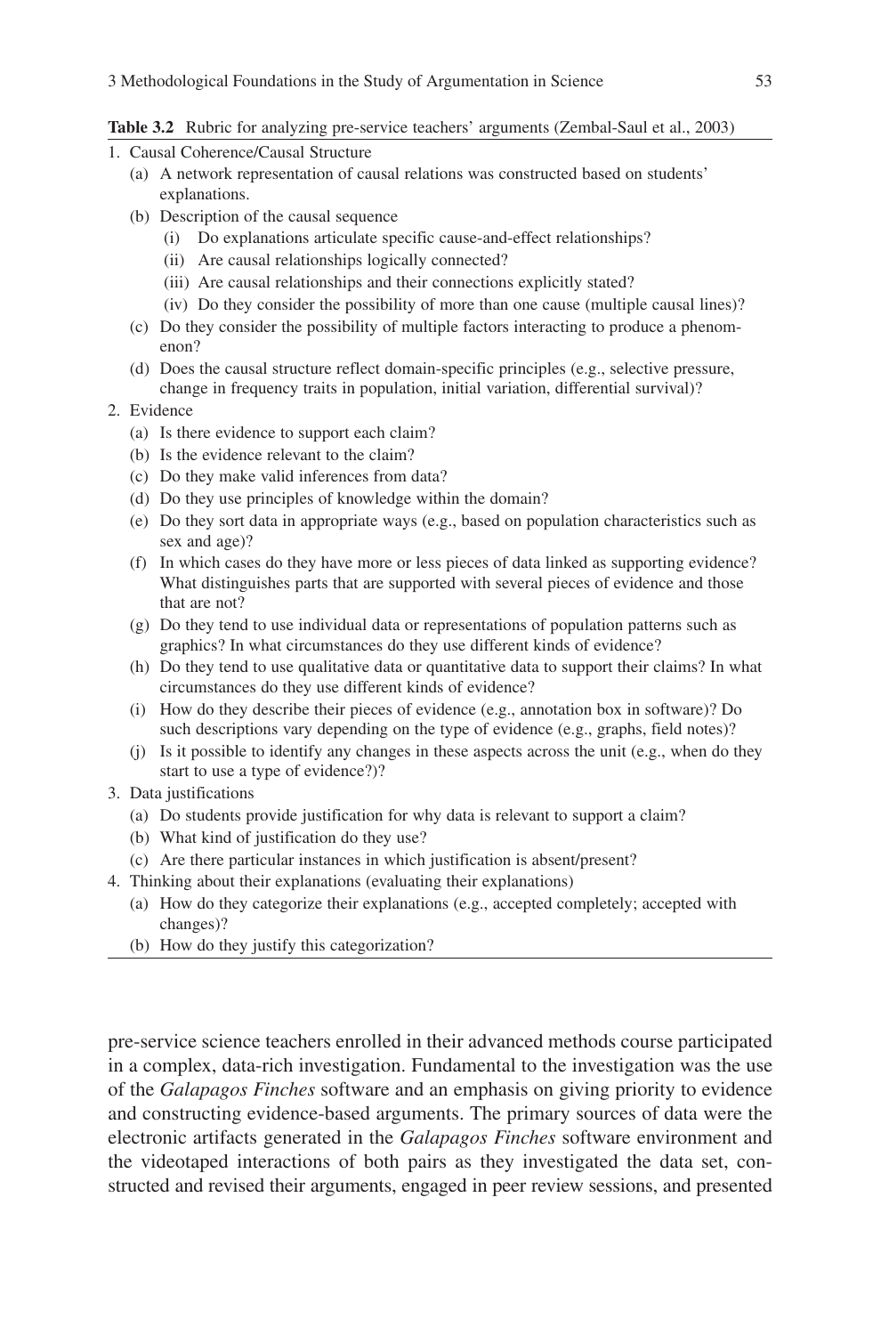**Table 3.2** Rubric for analyzing pre-service teachers' arguments (Zembal-Saul et al., 2003)

1. Causal Coherence/Causal Structure
   - (a) A network representation of causal relations was constructed based on students' explanations.
   - (b) Description of the causal sequence
     - (i) Do explanations articulate specific cause-and-effect relationships?
     - (ii) Are causal relationships logically connected?
     - (iii) Are causal relationships and their connections explicitly stated?
     - (iv) Do they consider the possibility of more than one cause (multiple causal lines)?
   - (c) Do they consider the possibility of multiple factors interacting to produce a phenomenon?
   - (d) Does the causal structure reflect domain-specific principles (e.g., selective pressure, change in frequency traits in population, initial variation, differential survival)?
2. Evidence
   - (a) Is there evidence to support each claim?
   - (b) Is the evidence relevant to the claim?
   - (c) Do they make valid inferences from data?
   - (d) Do they use principles of knowledge within the domain?
   - (e) Do they sort data in appropriate ways (e.g., based on population characteristics such as sex and age)?
   - (f) In which cases do they have more or less pieces of data linked as supporting evidence? What distinguishes parts that are supported with several pieces of evidence and those that are not?
   - (g) Do they tend to use individual data or representations of population patterns such as graphics? In what circumstances do they use different kinds of evidence?
   - (h) Do they tend to use qualitative data or quantitative data to support their claims? In what circumstances do they use different kinds of evidence?
   - (i) How do they describe their pieces of evidence (e.g., annotation box in software)? Do such descriptions vary depending on the type of evidence (e.g., graphs, field notes)?
   - (j) Is it possible to identify any changes in these aspects across the unit (e.g., when do they start to use a type of evidence?)?
3. Data justifications
   - (a) Do students provide justification for why data is relevant to support a claim?
   - (b) What kind of justification do they use?
   - (c) Are there particular instances in which justification is absent/present?
4. Thinking about their explanations (evaluating their explanations)
   - (a) How do they categorize their explanations (e.g., accepted completely; accepted with changes)?
   - (b) How do they justify this categorization?

pre-service science teachers enrolled in their advanced methods course participated in a complex, data-rich investigation. Fundamental to the investigation was the use of the *Galapagos Finches* software and an emphasis on giving priority to evidence and constructing evidence-based arguments. The primary sources of data were the electronic artifacts generated in the *Galapagos Finches* software environment and the videotaped interactions of both pairs as they investigated the data set, constructed and revised their arguments, engaged in peer review sessions, and presented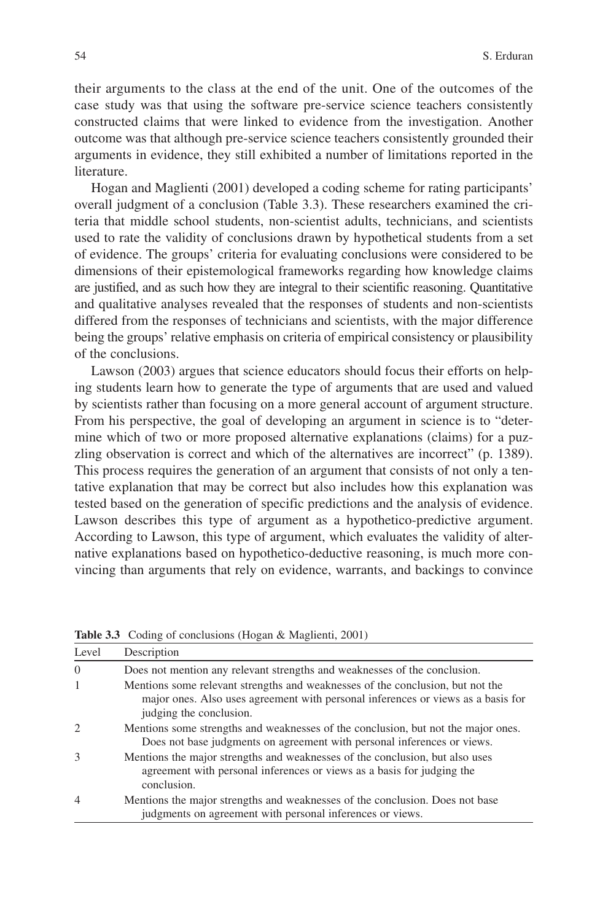their arguments to the class at the end of the unit. One of the outcomes of the case study was that using the software pre-service science teachers consistently constructed claims that were linked to evidence from the investigation. Another outcome was that although pre-service science teachers consistently grounded their arguments in evidence, they still exhibited a number of limitations reported in the literature.

Hogan and Maglienti (2001) developed a coding scheme for rating participants' overall judgment of a conclusion (Table 3.3). These researchers examined the criteria that middle school students, non-scientist adults, technicians, and scientists used to rate the validity of conclusions drawn by hypothetical students from a set of evidence. The groups' criteria for evaluating conclusions were considered to be dimensions of their epistemological frameworks regarding how knowledge claims are justified, and as such how they are integral to their scientific reasoning. Quantitative and qualitative analyses revealed that the responses of students and non-scientists differed from the responses of technicians and scientists, with the major difference being the groups' relative emphasis on criteria of empirical consistency or plausibility of the conclusions.

Lawson (2003) argues that science educators should focus their efforts on helping students learn how to generate the type of arguments that are used and valued by scientists rather than focusing on a more general account of argument structure. From his perspective, the goal of developing an argument in science is to "determine which of two or more proposed alternative explanations (claims) for a puzzling observation is correct and which of the alternatives are incorrect" (p. 1389). This process requires the generation of an argument that consists of not only a tentative explanation that may be correct but also includes how this explanation was tested based on the generation of specific predictions and the analysis of evidence. Lawson describes this type of argument as a hypothetico-predictive argument. According to Lawson, this type of argument, which evaluates the validity of alternative explanations based on hypothetico-deductive reasoning, is much more convincing than arguments that rely on evidence, warrants, and backings to convince

**Table 3.3** Coding of conclusions (Hogan & Maglienti, 2001)

| Level | Description |
|---|---|
| 0 | Does not mention any relevant strengths and weaknesses of the conclusion. |
| 1 | Mentions some relevant strengths and weaknesses of the conclusion, but not the major ones. Also uses agreement with personal inferences or views as a basis for judging the conclusion. |
| 2 | Mentions some strengths and weaknesses of the conclusion, but not the major ones. Does not base judgments on agreement with personal inferences or views. |
| 3 | Mentions the major strengths and weaknesses of the conclusion, but also uses agreement with personal inferences or views as a basis for judging the conclusion. |
| 4 | Mentions the major strengths and weaknesses of the conclusion. Does not base judgments on agreement with personal inferences or views. |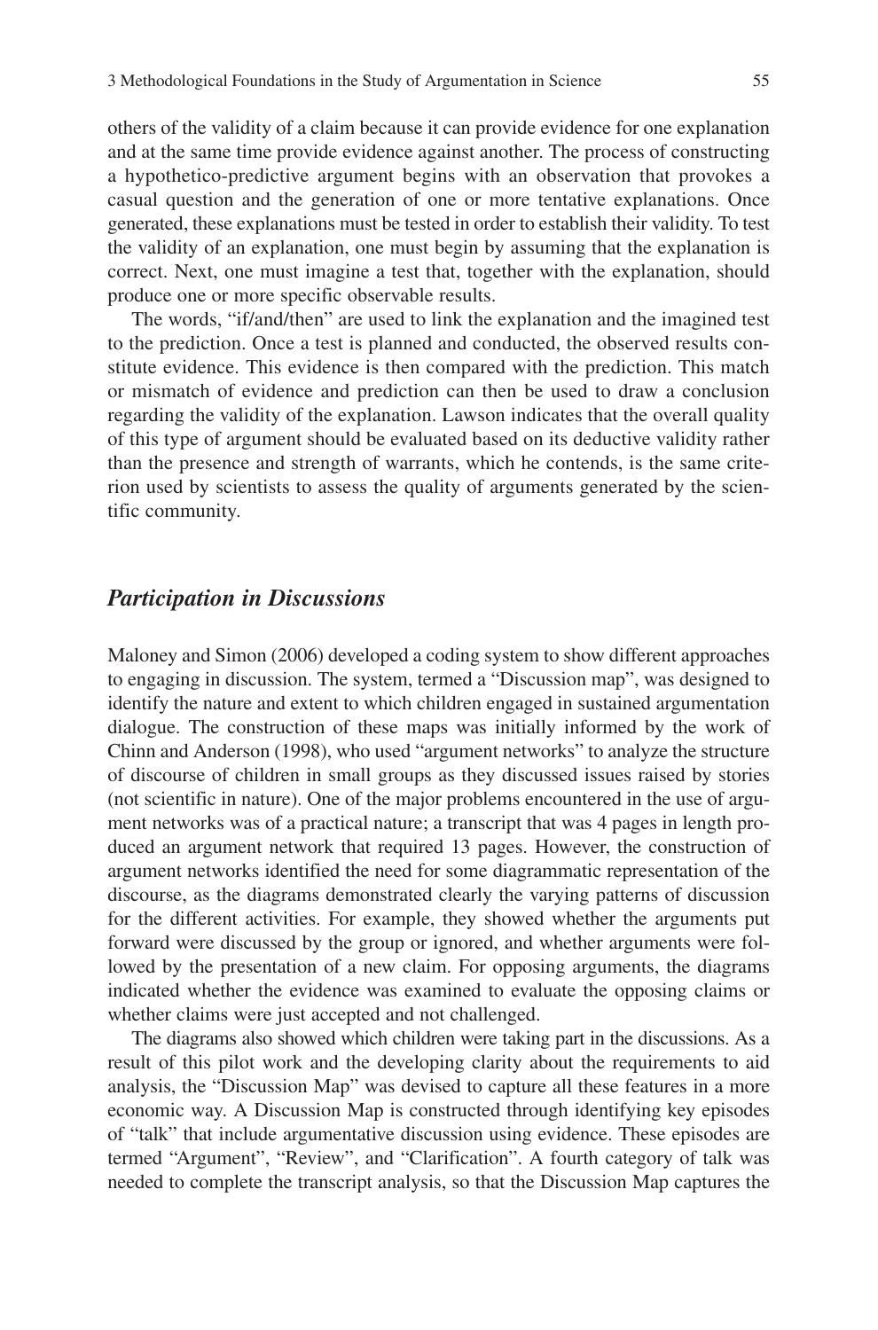others of the validity of a claim because it can provide evidence for one explanation and at the same time provide evidence against another. The process of constructing a hypothetico-predictive argument begins with an observation that provokes a casual question and the generation of one or more tentative explanations. Once generated, these explanations must be tested in order to establish their validity. To test the validity of an explanation, one must begin by assuming that the explanation is correct. Next, one must imagine a test that, together with the explanation, should produce one or more specific observable results.

The words, "if/and/then" are used to link the explanation and the imagined test to the prediction. Once a test is planned and conducted, the observed results constitute evidence. This evidence is then compared with the prediction. This match or mismatch of evidence and prediction can then be used to draw a conclusion regarding the validity of the explanation. Lawson indicates that the overall quality of this type of argument should be evaluated based on its deductive validity rather than the presence and strength of warrants, which he contends, is the same criterion used by scientists to assess the quality of arguments generated by the scientific community.

## *Participation in Discussions*

Maloney and Simon (2006) developed a coding system to show different approaches to engaging in discussion. The system, termed a "Discussion map", was designed to identify the nature and extent to which children engaged in sustained argumentation dialogue. The construction of these maps was initially informed by the work of Chinn and Anderson (1998), who used "argument networks" to analyze the structure of discourse of children in small groups as they discussed issues raised by stories (not scientific in nature). One of the major problems encountered in the use of argument networks was of a practical nature; a transcript that was 4 pages in length produced an argument network that required 13 pages. However, the construction of argument networks identified the need for some diagrammatic representation of the discourse, as the diagrams demonstrated clearly the varying patterns of discussion for the different activities. For example, they showed whether the arguments put forward were discussed by the group or ignored, and whether arguments were followed by the presentation of a new claim. For opposing arguments, the diagrams indicated whether the evidence was examined to evaluate the opposing claims or whether claims were just accepted and not challenged.

The diagrams also showed which children were taking part in the discussions. As a result of this pilot work and the developing clarity about the requirements to aid analysis, the "Discussion Map" was devised to capture all these features in a more economic way. A Discussion Map is constructed through identifying key episodes of "talk" that include argumentative discussion using evidence. These episodes are termed "Argument", "Review", and "Clarification". A fourth category of talk was needed to complete the transcript analysis, so that the Discussion Map captures the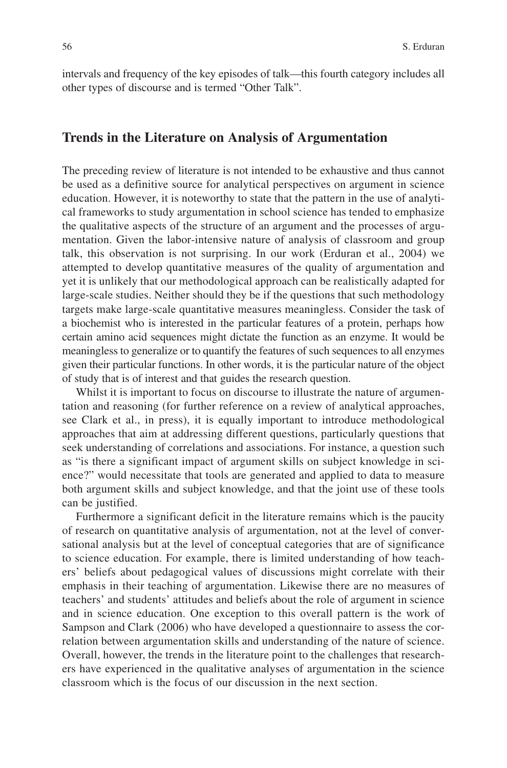intervals and frequency of the key episodes of talk—this fourth category includes all other types of discourse and is termed "Other Talk".

## Trends in the Literature on Analysis of Argumentation

The preceding review of literature is not intended to be exhaustive and thus cannot be used as a definitive source for analytical perspectives on argument in science education. However, it is noteworthy to state that the pattern in the use of analytical frameworks to study argumentation in school science has tended to emphasize the qualitative aspects of the structure of an argument and the processes of argumentation. Given the labor-intensive nature of analysis of classroom and group talk, this observation is not surprising. In our work (Erduran et al., 2004) we attempted to develop quantitative measures of the quality of argumentation and yet it is unlikely that our methodological approach can be realistically adapted for large-scale studies. Neither should they be if the questions that such methodology targets make large-scale quantitative measures meaningless. Consider the task of a biochemist who is interested in the particular features of a protein, perhaps how certain amino acid sequences might dictate the function as an enzyme. It would be meaningless to generalize or to quantify the features of such sequences to all enzymes given their particular functions. In other words, it is the particular nature of the object of study that is of interest and that guides the research question.

Whilst it is important to focus on discourse to illustrate the nature of argumentation and reasoning (for further reference on a review of analytical approaches, see Clark et al., in press), it is equally important to introduce methodological approaches that aim at addressing different questions, particularly questions that seek understanding of correlations and associations. For instance, a question such as "is there a significant impact of argument skills on subject knowledge in science?" would necessitate that tools are generated and applied to data to measure both argument skills and subject knowledge, and that the joint use of these tools can be justified.

Furthermore a significant deficit in the literature remains which is the paucity of research on quantitative analysis of argumentation, not at the level of conversational analysis but at the level of conceptual categories that are of significance to science education. For example, there is limited understanding of how teachers' beliefs about pedagogical values of discussions might correlate with their emphasis in their teaching of argumentation. Likewise there are no measures of teachers' and students' attitudes and beliefs about the role of argument in science and in science education. One exception to this overall pattern is the work of Sampson and Clark (2006) who have developed a questionnaire to assess the correlation between argumentation skills and understanding of the nature of science. Overall, however, the trends in the literature point to the challenges that researchers have experienced in the qualitative analyses of argumentation in the science classroom which is the focus of our discussion in the next section.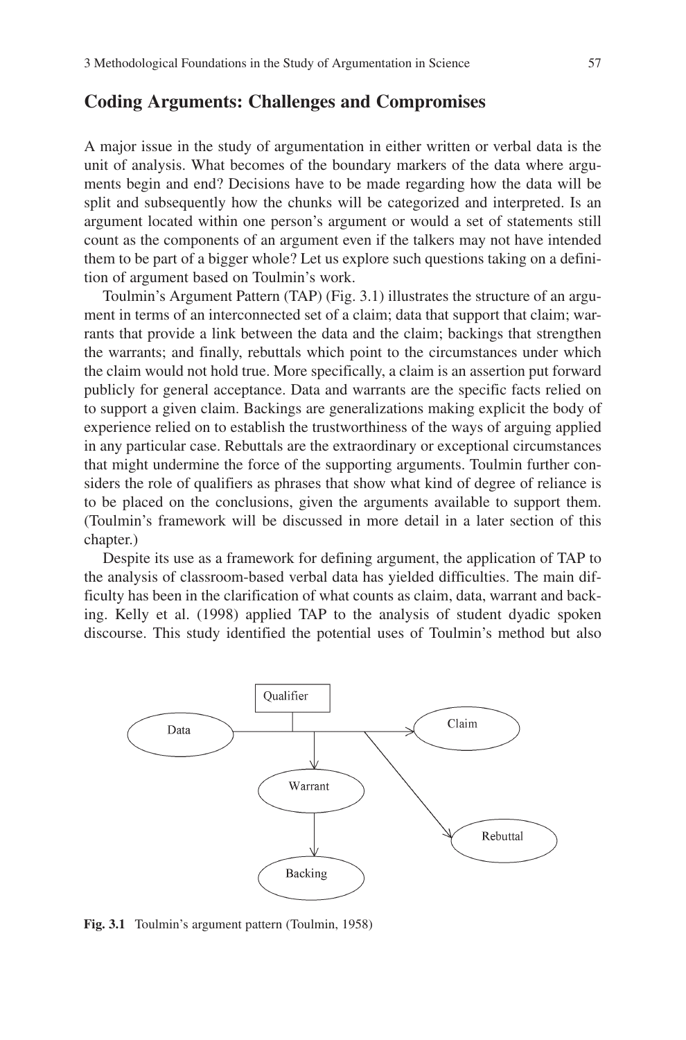## Coding Arguments: Challenges and Compromises

A major issue in the study of argumentation in either written or verbal data is the unit of analysis. What becomes of the boundary markers of the data where arguments begin and end? Decisions have to be made regarding how the data will be split and subsequently how the chunks will be categorized and interpreted. Is an argument located within one person's argument or would a set of statements still count as the components of an argument even if the talkers may not have intended them to be part of a bigger whole? Let us explore such questions taking on a definition of argument based on Toulmin's work.

Toulmin's Argument Pattern (TAP) (Fig. 3.1) illustrates the structure of an argument in terms of an interconnected set of a claim; data that support that claim; warrants that provide a link between the data and the claim; backings that strengthen the warrants; and finally, rebuttals which point to the circumstances under which the claim would not hold true. More specifically, a claim is an assertion put forward publicly for general acceptance. Data and warrants are the specific facts relied on to support a given claim. Backings are generalizations making explicit the body of experience relied on to establish the trustworthiness of the ways of arguing applied in any particular case. Rebuttals are the extraordinary or exceptional circumstances that might undermine the force of the supporting arguments. Toulmin further considers the role of qualifiers as phrases that show what kind of degree of reliance is to be placed on the conclusions, given the arguments available to support them. (Toulmin's framework will be discussed in more detail in a later section of this chapter.)

Despite its use as a framework for defining argument, the application of TAP to the analysis of classroom-based verbal data has yielded difficulties. The main difficulty has been in the clarification of what counts as claim, data, warrant and backing. Kelly et al. (1998) applied TAP to the analysis of student dyadic spoken discourse. This study identified the potential uses of Toulmin's method but also

Qualifier

Data

Claim

Warrant

Rebuttal

Backing

**Fig. 3.1** Toulmin's argument pattern (Toulmin, 1958)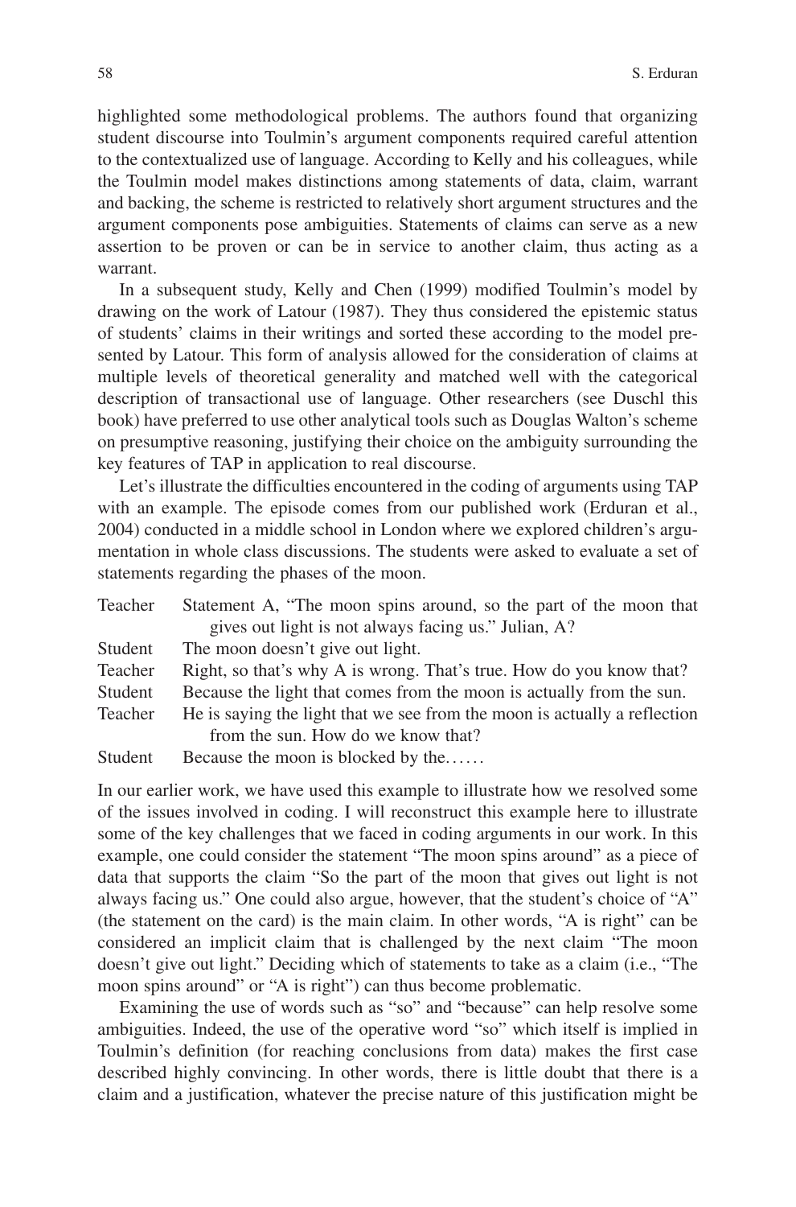highlighted some methodological problems. The authors found that organizing student discourse into Toulmin's argument components required careful attention to the contextualized use of language. According to Kelly and his colleagues, while the Toulmin model makes distinctions among statements of data, claim, warrant and backing, the scheme is restricted to relatively short argument structures and the argument components pose ambiguities. Statements of claims can serve as a new assertion to be proven or can be in service to another claim, thus acting as a warrant.

In a subsequent study, Kelly and Chen (1999) modified Toulmin's model by drawing on the work of Latour (1987). They thus considered the epistemic status of students' claims in their writings and sorted these according to the model presented by Latour. This form of analysis allowed for the consideration of claims at multiple levels of theoretical generality and matched well with the categorical description of transactional use of language. Other researchers (see Duschl this book) have preferred to use other analytical tools such as Douglas Walton's scheme on presumptive reasoning, justifying their choice on the ambiguity surrounding the key features of TAP in application to real discourse.

Let's illustrate the difficulties encountered in the coding of arguments using TAP with an example. The episode comes from our published work (Erduran et al., 2004) conducted in a middle school in London where we explored children's argumentation in whole class discussions. The students were asked to evaluate a set of statements regarding the phases of the moon.

| | |
|---|---|
| Teacher | Statement A, "The moon spins around, so the part of the moon that gives out light is not always facing us." Julian, A? |
| Student | The moon doesn't give out light. |
| Teacher | Right, so that's why A is wrong. That's true. How do you know that? |
| Student | Because the light that comes from the moon is actually from the sun. |
| Teacher | He is saying the light that we see from the moon is actually a reflection from the sun. How do we know that? |
| Student | Because the moon is blocked by the...... |

In our earlier work, we have used this example to illustrate how we resolved some of the issues involved in coding. I will reconstruct this example here to illustrate some of the key challenges that we faced in coding arguments in our work. In this example, one could consider the statement "The moon spins around" as a piece of data that supports the claim "So the part of the moon that gives out light is not always facing us." One could also argue, however, that the student's choice of "A" (the statement on the card) is the main claim. In other words, "A is right" can be considered an implicit claim that is challenged by the next claim "The moon doesn't give out light." Deciding which of statements to take as a claim (i.e., "The moon spins around" or "A is right") can thus become problematic.

Examining the use of words such as "so" and "because" can help resolve some ambiguities. Indeed, the use of the operative word "so" which itself is implied in Toulmin's definition (for reaching conclusions from data) makes the first case described highly convincing. In other words, there is little doubt that there is a claim and a justification, whatever the precise nature of this justification might be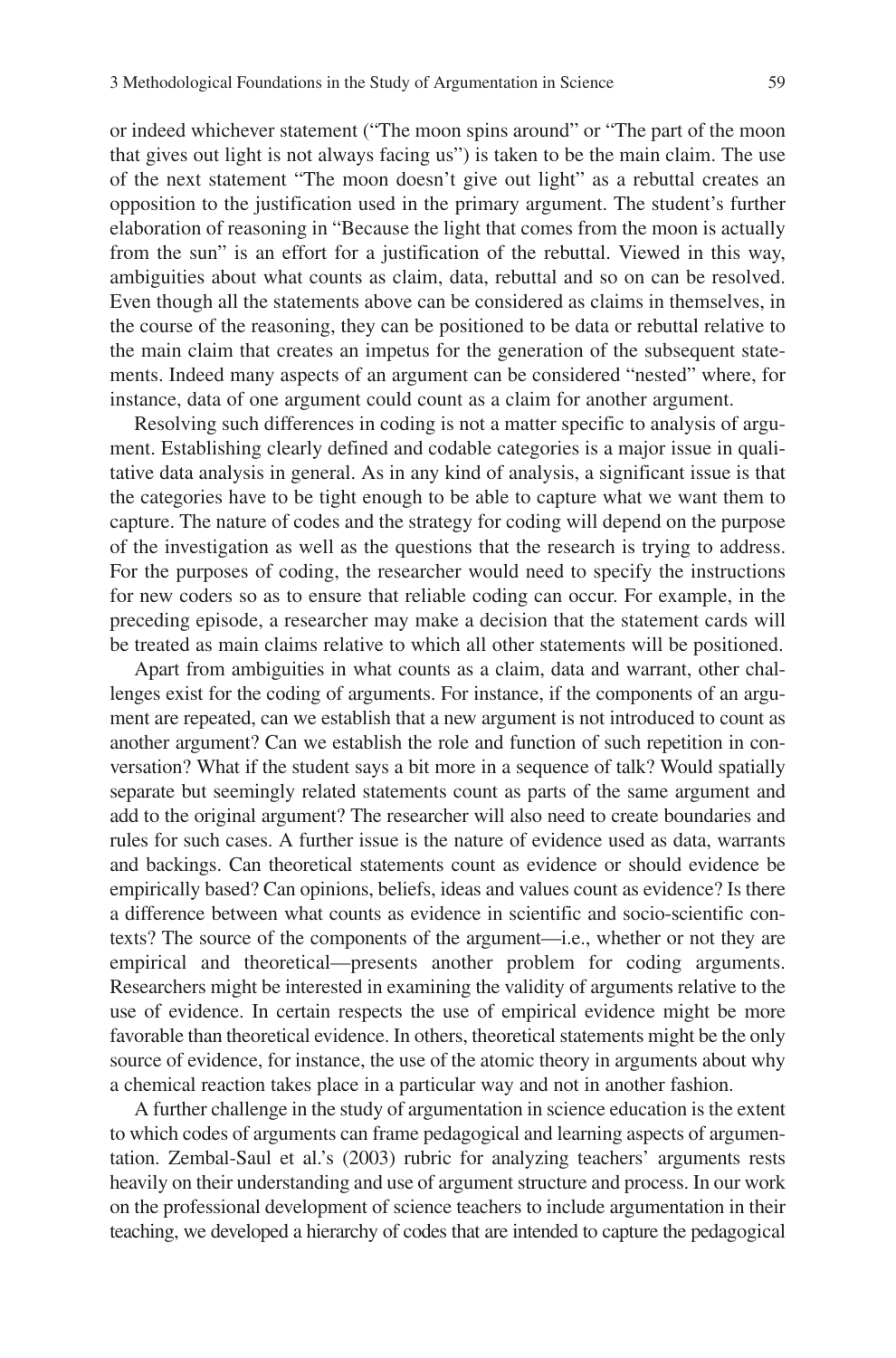or indeed whichever statement ("The moon spins around" or "The part of the moon that gives out light is not always facing us") is taken to be the main claim. The use of the next statement "The moon doesn't give out light" as a rebuttal creates an opposition to the justification used in the primary argument. The student's further elaboration of reasoning in "Because the light that comes from the moon is actually from the sun" is an effort for a justification of the rebuttal. Viewed in this way, ambiguities about what counts as claim, data, rebuttal and so on can be resolved. Even though all the statements above can be considered as claims in themselves, in the course of the reasoning, they can be positioned to be data or rebuttal relative to the main claim that creates an impetus for the generation of the subsequent statements. Indeed many aspects of an argument can be considered "nested" where, for instance, data of one argument could count as a claim for another argument.

Resolving such differences in coding is not a matter specific to analysis of argument. Establishing clearly defined and codable categories is a major issue in qualitative data analysis in general. As in any kind of analysis, a significant issue is that the categories have to be tight enough to be able to capture what we want them to capture. The nature of codes and the strategy for coding will depend on the purpose of the investigation as well as the questions that the research is trying to address. For the purposes of coding, the researcher would need to specify the instructions for new coders so as to ensure that reliable coding can occur. For example, in the preceding episode, a researcher may make a decision that the statement cards will be treated as main claims relative to which all other statements will be positioned.

Apart from ambiguities in what counts as a claim, data and warrant, other challenges exist for the coding of arguments. For instance, if the components of an argument are repeated, can we establish that a new argument is not introduced to count as another argument? Can we establish the role and function of such repetition in conversation? What if the student says a bit more in a sequence of talk? Would spatially separate but seemingly related statements count as parts of the same argument and add to the original argument? The researcher will also need to create boundaries and rules for such cases. A further issue is the nature of evidence used as data, warrants and backings. Can theoretical statements count as evidence or should evidence be empirically based? Can opinions, beliefs, ideas and values count as evidence? Is there a difference between what counts as evidence in scientific and socio-scientific contexts? The source of the components of the argument—i.e., whether or not they are empirical and theoretical—presents another problem for coding arguments. Researchers might be interested in examining the validity of arguments relative to the use of evidence. In certain respects the use of empirical evidence might be more favorable than theoretical evidence. In others, theoretical statements might be the only source of evidence, for instance, the use of the atomic theory in arguments about why a chemical reaction takes place in a particular way and not in another fashion.

A further challenge in the study of argumentation in science education is the extent to which codes of arguments can frame pedagogical and learning aspects of argumentation. Zembal-Saul et al.'s (2003) rubric for analyzing teachers' arguments rests heavily on their understanding and use of argument structure and process. In our work on the professional development of science teachers to include argumentation in their teaching, we developed a hierarchy of codes that are intended to capture the pedagogical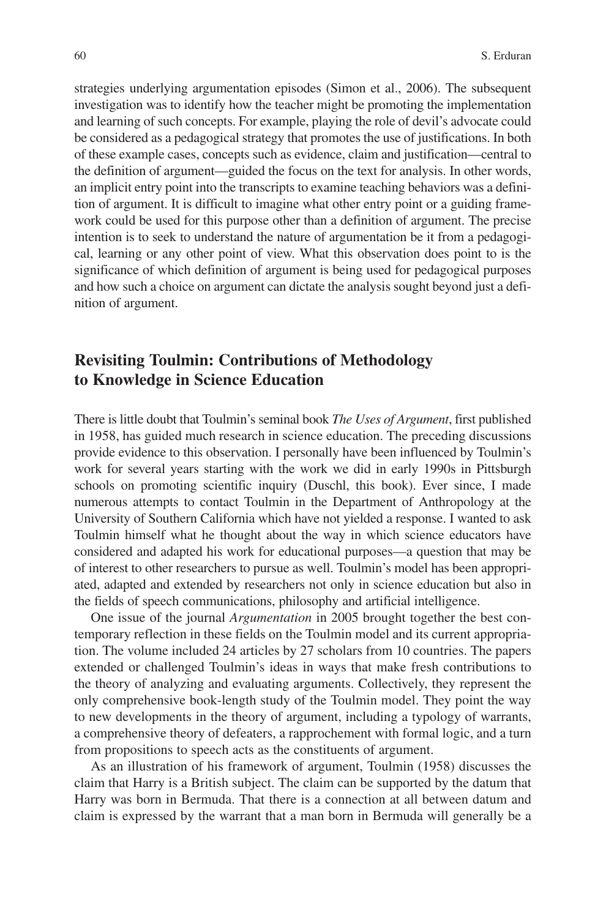strategies underlying argumentation episodes (Simon et al., 2006). The subsequent investigation was to identify how the teacher might be promoting the implementation and learning of such concepts. For example, playing the role of devil's advocate could be considered as a pedagogical strategy that promotes the use of justifications. In both of these example cases, concepts such as evidence, claim and justification—central to the definition of argument—guided the focus on the text for analysis. In other words, an implicit entry point into the transcripts to examine teaching behaviors was a definition of argument. It is difficult to imagine what other entry point or a guiding framework could be used for this purpose other than a definition of argument. The precise intention is to seek to understand the nature of argumentation be it from a pedagogical, learning or any other point of view. What this observation does point to is the significance of which definition of argument is being used for pedagogical purposes and how such a choice on argument can dictate the analysis sought beyond just a definition of argument.

## Revisiting Toulmin: Contributions of Methodology to Knowledge in Science Education

There is little doubt that Toulmin's seminal book *The Uses of Argument*, first published in 1958, has guided much research in science education. The preceding discussions provide evidence to this observation. I personally have been influenced by Toulmin's work for several years starting with the work we did in early 1990s in Pittsburgh schools on promoting scientific inquiry (Duschl, this book). Ever since, I made numerous attempts to contact Toulmin in the Department of Anthropology at the University of Southern California which have not yielded a response. I wanted to ask Toulmin himself what he thought about the way in which science educators have considered and adapted his work for educational purposes—a question that may be of interest to other researchers to pursue as well. Toulmin's model has been appropriated, adapted and extended by researchers not only in science education but also in the fields of speech communications, philosophy and artificial intelligence.

One issue of the journal *Argumentation* in 2005 brought together the best contemporary reflection in these fields on the Toulmin model and its current appropriation. The volume included 24 articles by 27 scholars from 10 countries. The papers extended or challenged Toulmin's ideas in ways that make fresh contributions to the theory of analyzing and evaluating arguments. Collectively, they represent the only comprehensive book-length study of the Toulmin model. They point the way to new developments in the theory of argument, including a typology of warrants, a comprehensive theory of defeaters, a rapprochement with formal logic, and a turn from propositions to speech acts as the constituents of argument.

As an illustration of his framework of argument, Toulmin (1958) discusses the claim that Harry is a British subject. The claim can be supported by the datum that Harry was born in Bermuda. That there is a connection at all between datum and claim is expressed by the warrant that a man born in Bermuda will generally be a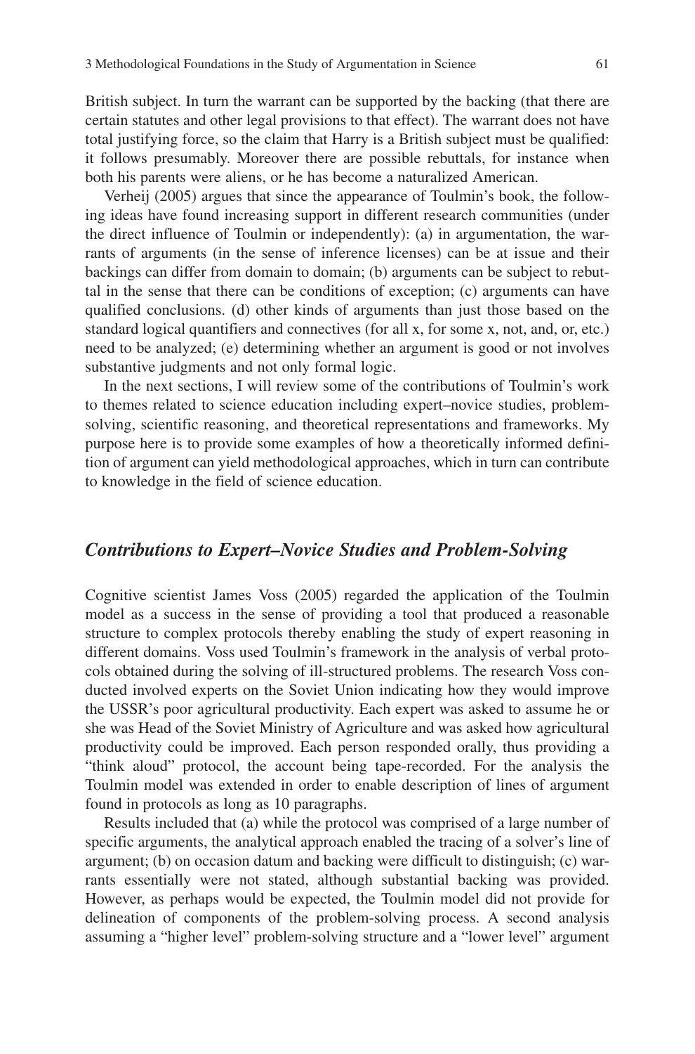British subject. In turn the warrant can be supported by the backing (that there are certain statutes and other legal provisions to that effect). The warrant does not have total justifying force, so the claim that Harry is a British subject must be qualified: it follows presumably. Moreover there are possible rebuttals, for instance when both his parents were aliens, or he has become a naturalized American.

Verheij (2005) argues that since the appearance of Toulmin's book, the following ideas have found increasing support in different research communities (under the direct influence of Toulmin or independently): (a) in argumentation, the warrants of arguments (in the sense of inference licenses) can be at issue and their backings can differ from domain to domain; (b) arguments can be subject to rebuttal in the sense that there can be conditions of exception; (c) arguments can have qualified conclusions. (d) other kinds of arguments than just those based on the standard logical quantifiers and connectives (for all x, for some x, not, and, or, etc.) need to be analyzed; (e) determining whether an argument is good or not involves substantive judgments and not only formal logic.

In the next sections, I will review some of the contributions of Toulmin's work to themes related to science education including expert–novice studies, problem-solving, scientific reasoning, and theoretical representations and frameworks. My purpose here is to provide some examples of how a theoretically informed definition of argument can yield methodological approaches, which in turn can contribute to knowledge in the field of science education.

## *Contributions to Expert–Novice Studies and Problem-Solving*

Cognitive scientist James Voss (2005) regarded the application of the Toulmin model as a success in the sense of providing a tool that produced a reasonable structure to complex protocols thereby enabling the study of expert reasoning in different domains. Voss used Toulmin's framework in the analysis of verbal protocols obtained during the solving of ill-structured problems. The research Voss conducted involved experts on the Soviet Union indicating how they would improve the USSR's poor agricultural productivity. Each expert was asked to assume he or she was Head of the Soviet Ministry of Agriculture and was asked how agricultural productivity could be improved. Each person responded orally, thus providing a "think aloud" protocol, the account being tape-recorded. For the analysis the Toulmin model was extended in order to enable description of lines of argument found in protocols as long as 10 paragraphs.

Results included that (a) while the protocol was comprised of a large number of specific arguments, the analytical approach enabled the tracing of a solver's line of argument; (b) on occasion datum and backing were difficult to distinguish; (c) warrants essentially were not stated, although substantial backing was provided. However, as perhaps would be expected, the Toulmin model did not provide for delineation of components of the problem-solving process. A second analysis assuming a "higher level" problem-solving structure and a "lower level" argument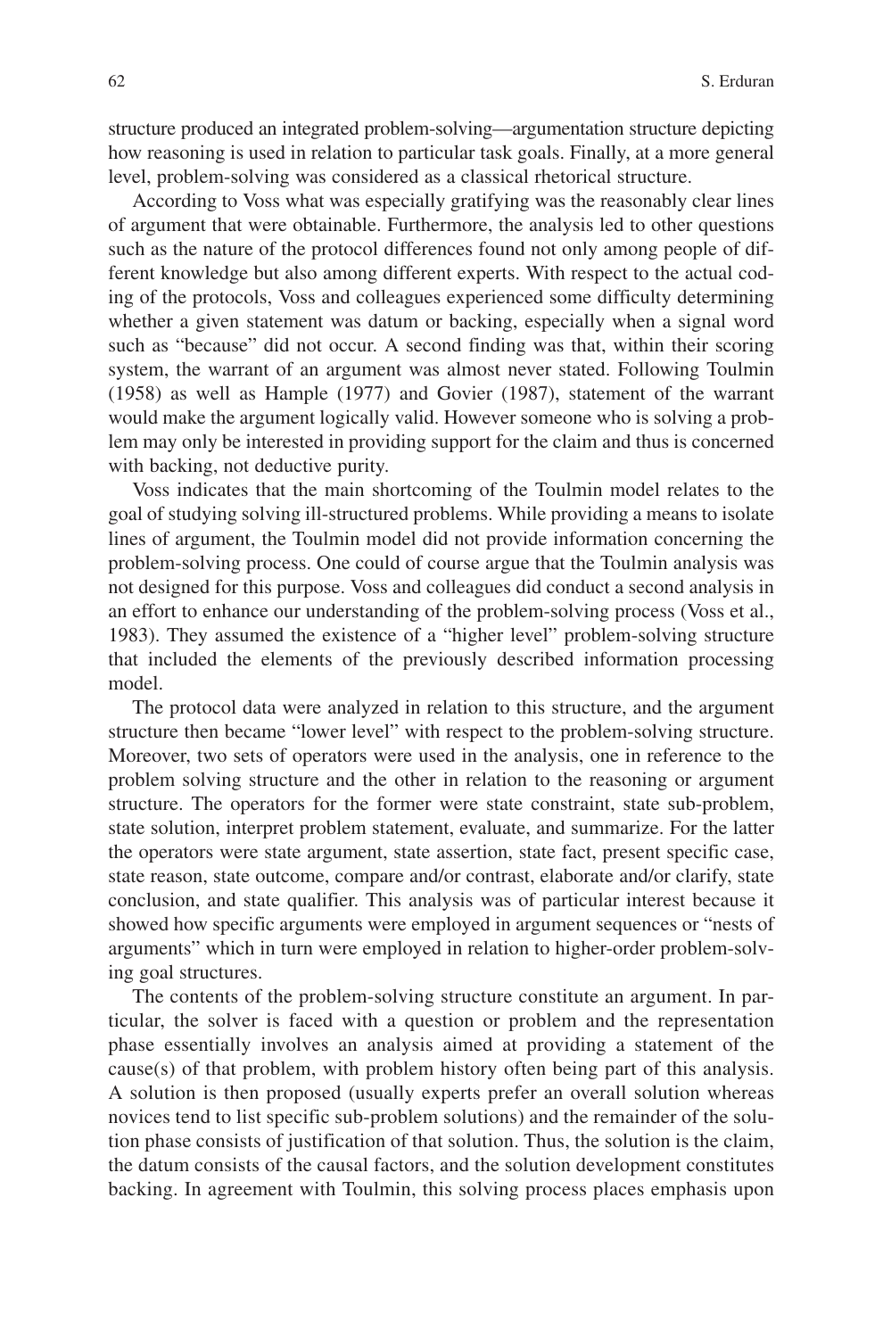structure produced an integrated problem-solving—argumentation structure depicting how reasoning is used in relation to particular task goals. Finally, at a more general level, problem-solving was considered as a classical rhetorical structure.

According to Voss what was especially gratifying was the reasonably clear lines of argument that were obtainable. Furthermore, the analysis led to other questions such as the nature of the protocol differences found not only among people of different knowledge but also among different experts. With respect to the actual coding of the protocols, Voss and colleagues experienced some difficulty determining whether a given statement was datum or backing, especially when a signal word such as "because" did not occur. A second finding was that, within their scoring system, the warrant of an argument was almost never stated. Following Toulmin (1958) as well as Hample (1977) and Govier (1987), statement of the warrant would make the argument logically valid. However someone who is solving a problem may only be interested in providing support for the claim and thus is concerned with backing, not deductive purity.

Voss indicates that the main shortcoming of the Toulmin model relates to the goal of studying solving ill-structured problems. While providing a means to isolate lines of argument, the Toulmin model did not provide information concerning the problem-solving process. One could of course argue that the Toulmin analysis was not designed for this purpose. Voss and colleagues did conduct a second analysis in an effort to enhance our understanding of the problem-solving process (Voss et al., 1983). They assumed the existence of a "higher level" problem-solving structure that included the elements of the previously described information processing model.

The protocol data were analyzed in relation to this structure, and the argument structure then became "lower level" with respect to the problem-solving structure. Moreover, two sets of operators were used in the analysis, one in reference to the problem solving structure and the other in relation to the reasoning or argument structure. The operators for the former were state constraint, state sub-problem, state solution, interpret problem statement, evaluate, and summarize. For the latter the operators were state argument, state assertion, state fact, present specific case, state reason, state outcome, compare and/or contrast, elaborate and/or clarify, state conclusion, and state qualifier. This analysis was of particular interest because it showed how specific arguments were employed in argument sequences or "nests of arguments" which in turn were employed in relation to higher-order problem-solving goal structures.

The contents of the problem-solving structure constitute an argument. In particular, the solver is faced with a question or problem and the representation phase essentially involves an analysis aimed at providing a statement of the cause(s) of that problem, with problem history often being part of this analysis. A solution is then proposed (usually experts prefer an overall solution whereas novices tend to list specific sub-problem solutions) and the remainder of the solution phase consists of justification of that solution. Thus, the solution is the claim, the datum consists of the causal factors, and the solution development constitutes backing. In agreement with Toulmin, this solving process places emphasis upon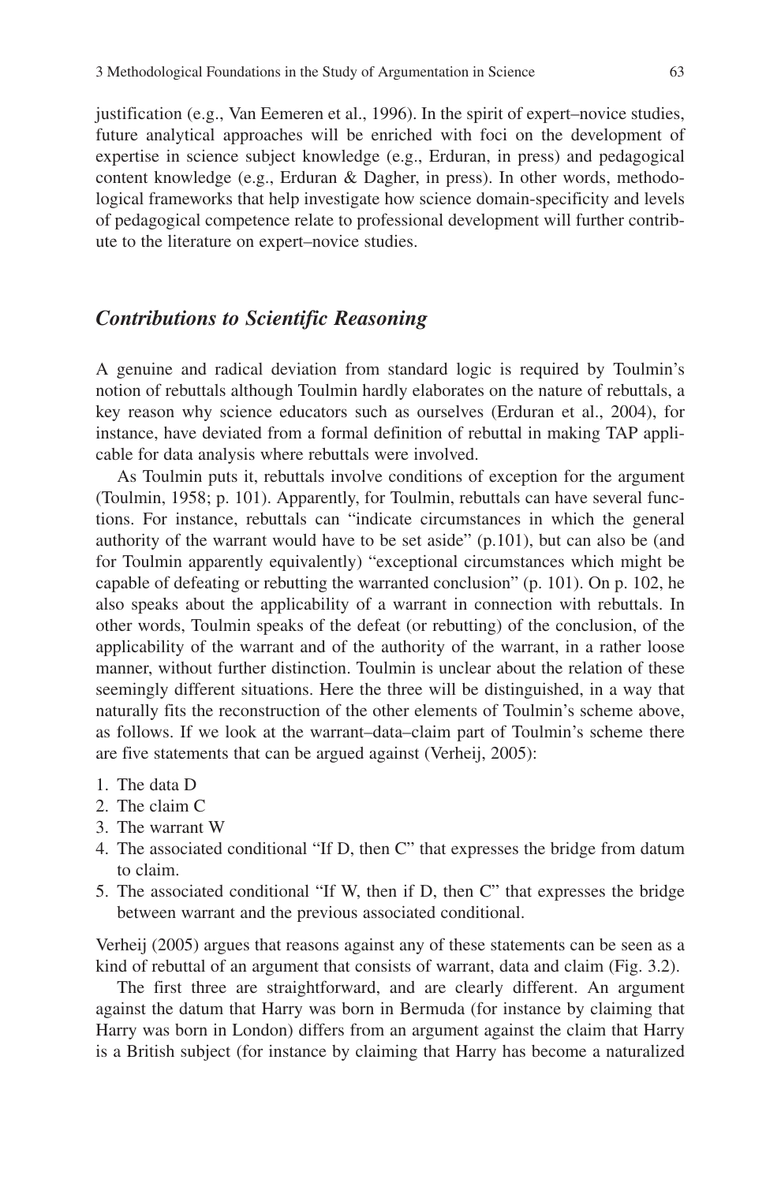justification (e.g., Van Eemeren et al., 1996). In the spirit of expert–novice studies, future analytical approaches will be enriched with foci on the development of expertise in science subject knowledge (e.g., Erduran, in press) and pedagogical content knowledge (e.g., Erduran & Dagher, in press). In other words, methodological frameworks that help investigate how science domain-specificity and levels of pedagogical competence relate to professional development will further contribute to the literature on expert–novice studies.

## *Contributions to Scientific Reasoning*

A genuine and radical deviation from standard logic is required by Toulmin's notion of rebuttals although Toulmin hardly elaborates on the nature of rebuttals, a key reason why science educators such as ourselves (Erduran et al., 2004), for instance, have deviated from a formal definition of rebuttal in making TAP applicable for data analysis where rebuttals were involved.

As Toulmin puts it, rebuttals involve conditions of exception for the argument (Toulmin, 1958; p. 101). Apparently, for Toulmin, rebuttals can have several functions. For instance, rebuttals can "indicate circumstances in which the general authority of the warrant would have to be set aside" (p.101), but can also be (and for Toulmin apparently equivalently) "exceptional circumstances which might be capable of defeating or rebutting the warranted conclusion" (p. 101). On p. 102, he also speaks about the applicability of a warrant in connection with rebuttals. In other words, Toulmin speaks of the defeat (or rebutting) of the conclusion, of the applicability of the warrant and of the authority of the warrant, in a rather loose manner, without further distinction. Toulmin is unclear about the relation of these seemingly different situations. Here the three will be distinguished, in a way that naturally fits the reconstruction of the other elements of Toulmin's scheme above, as follows. If we look at the warrant–data–claim part of Toulmin's scheme there are five statements that can be argued against (Verheij, 2005):

1. The data D
2. The claim C
3. The warrant W
4. The associated conditional "If D, then C" that expresses the bridge from datum to claim.
5. The associated conditional "If W, then if D, then C" that expresses the bridge between warrant and the previous associated conditional.

Verheij (2005) argues that reasons against any of these statements can be seen as a kind of rebuttal of an argument that consists of warrant, data and claim (Fig. 3.2).

The first three are straightforward, and are clearly different. An argument against the datum that Harry was born in Bermuda (for instance by claiming that Harry was born in London) differs from an argument against the claim that Harry is a British subject (for instance by claiming that Harry has become a naturalized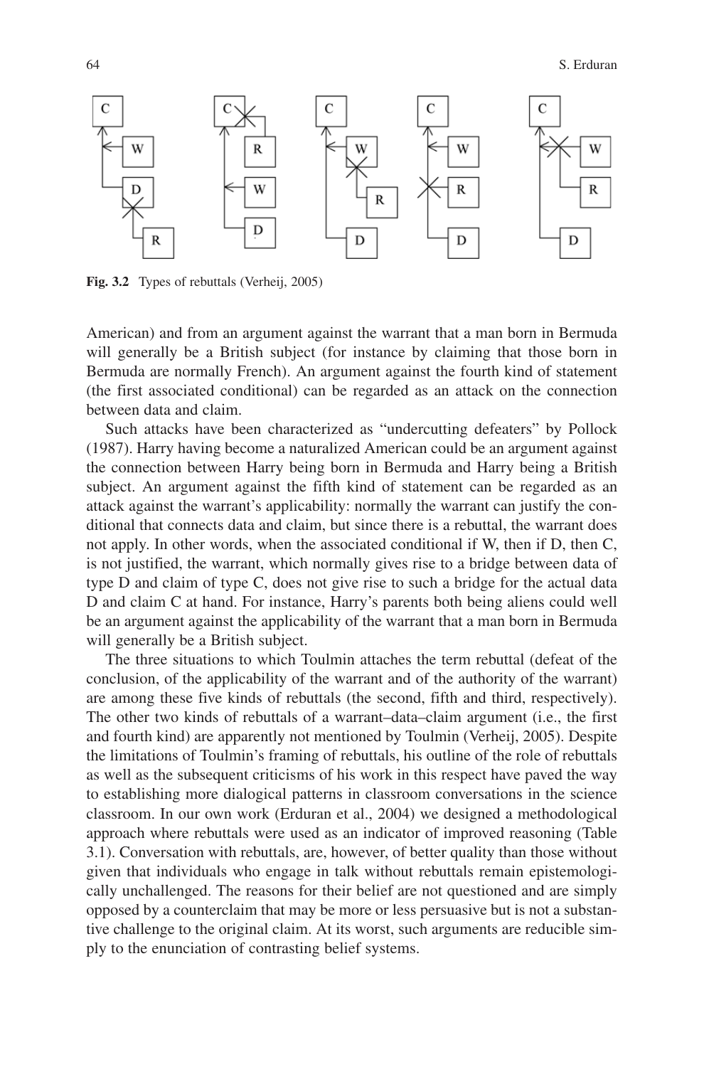C

W

D

R

C

R

W

D

C

W

R

D

C

W

R

D

C

W

R

D

**Fig. 3.2** Types of rebuttals (Verheij, 2005)

American) and from an argument against the warrant that a man born in Bermuda will generally be a British subject (for instance by claiming that those born in Bermuda are normally French). An argument against the fourth kind of statement (the first associated conditional) can be regarded as an attack on the connection between data and claim.

Such attacks have been characterized as "undercutting defeaters" by Pollock (1987). Harry having become a naturalized American could be an argument against the connection between Harry being born in Bermuda and Harry being a British subject. An argument against the fifth kind of statement can be regarded as an attack against the warrant's applicability: normally the warrant can justify the conditional that connects data and claim, but since there is a rebuttal, the warrant does not apply. In other words, when the associated conditional if W, then if D, then C, is not justified, the warrant, which normally gives rise to a bridge between data of type D and claim of type C, does not give rise to such a bridge for the actual data D and claim C at hand. For instance, Harry's parents both being aliens could well be an argument against the applicability of the warrant that a man born in Bermuda will generally be a British subject.

The three situations to which Toulmin attaches the term rebuttal (defeat of the conclusion, of the applicability of the warrant and of the authority of the warrant) are among these five kinds of rebuttals (the second, fifth and third, respectively). The other two kinds of rebuttals of a warrant–data–claim argument (i.e., the first and fourth kind) are apparently not mentioned by Toulmin (Verheij, 2005). Despite the limitations of Toulmin's framing of rebuttals, his outline of the role of rebuttals as well as the subsequent criticisms of his work in this respect have paved the way to establishing more dialogical patterns in classroom conversations in the science classroom. In our own work (Erduran et al., 2004) we designed a methodological approach where rebuttals were used as an indicator of improved reasoning (Table 3.1). Conversation with rebuttals, are, however, of better quality than those without given that individuals who engage in talk without rebuttals remain epistemologically unchallenged. The reasons for their belief are not questioned and are simply opposed by a counterclaim that may be more or less persuasive but is not a substantive challenge to the original claim. At its worst, such arguments are reducible simply to the enunciation of contrasting belief systems.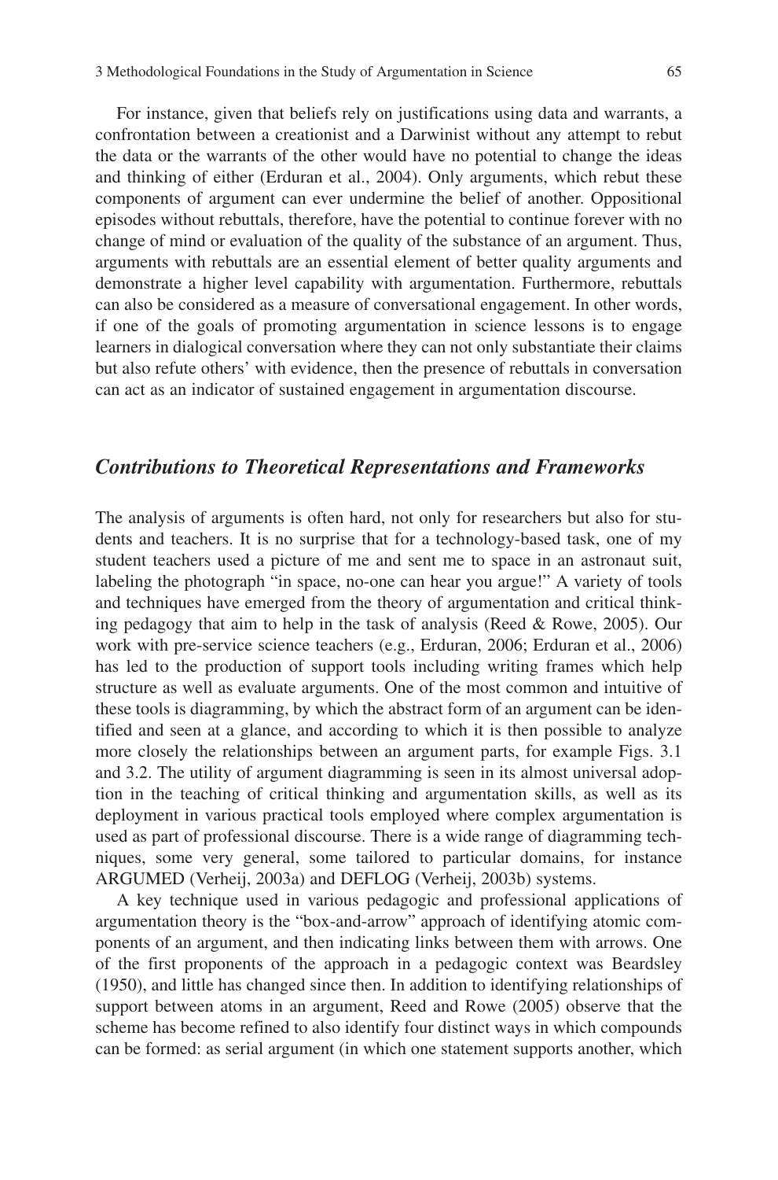For instance, given that beliefs rely on justifications using data and warrants, a confrontation between a creationist and a Darwinist without any attempt to rebut the data or the warrants of the other would have no potential to change the ideas and thinking of either (Erduran et al., 2004). Only arguments, which rebut these components of argument can ever undermine the belief of another. Oppositional episodes without rebuttals, therefore, have the potential to continue forever with no change of mind or evaluation of the quality of the substance of an argument. Thus, arguments with rebuttals are an essential element of better quality arguments and demonstrate a higher level capability with argumentation. Furthermore, rebuttals can also be considered as a measure of conversational engagement. In other words, if one of the goals of promoting argumentation in science lessons is to engage learners in dialogical conversation where they can not only substantiate their claims but also refute others' with evidence, then the presence of rebuttals in conversation can act as an indicator of sustained engagement in argumentation discourse.

## *Contributions to Theoretical Representations and Frameworks*

The analysis of arguments is often hard, not only for researchers but also for students and teachers. It is no surprise that for a technology-based task, one of my student teachers used a picture of me and sent me to space in an astronaut suit, labeling the photograph "in space, no-one can hear you argue!" A variety of tools and techniques have emerged from the theory of argumentation and critical thinking pedagogy that aim to help in the task of analysis (Reed & Rowe, 2005). Our work with pre-service science teachers (e.g., Erduran, 2006; Erduran et al., 2006) has led to the production of support tools including writing frames which help structure as well as evaluate arguments. One of the most common and intuitive of these tools is diagramming, by which the abstract form of an argument can be identified and seen at a glance, and according to which it is then possible to analyze more closely the relationships between an argument parts, for example Figs. 3.1 and 3.2. The utility of argument diagramming is seen in its almost universal adoption in the teaching of critical thinking and argumentation skills, as well as its deployment in various practical tools employed where complex argumentation is used as part of professional discourse. There is a wide range of diagramming techniques, some very general, some tailored to particular domains, for instance ARGUMED (Verheij, 2003a) and DEFLOG (Verheij, 2003b) systems.

A key technique used in various pedagogic and professional applications of argumentation theory is the "box-and-arrow" approach of identifying atomic components of an argument, and then indicating links between them with arrows. One of the first proponents of the approach in a pedagogic context was Beardsley (1950), and little has changed since then. In addition to identifying relationships of support between atoms in an argument, Reed and Rowe (2005) observe that the scheme has become refined to also identify four distinct ways in which compounds can be formed: as serial argument (in which one statement supports another, which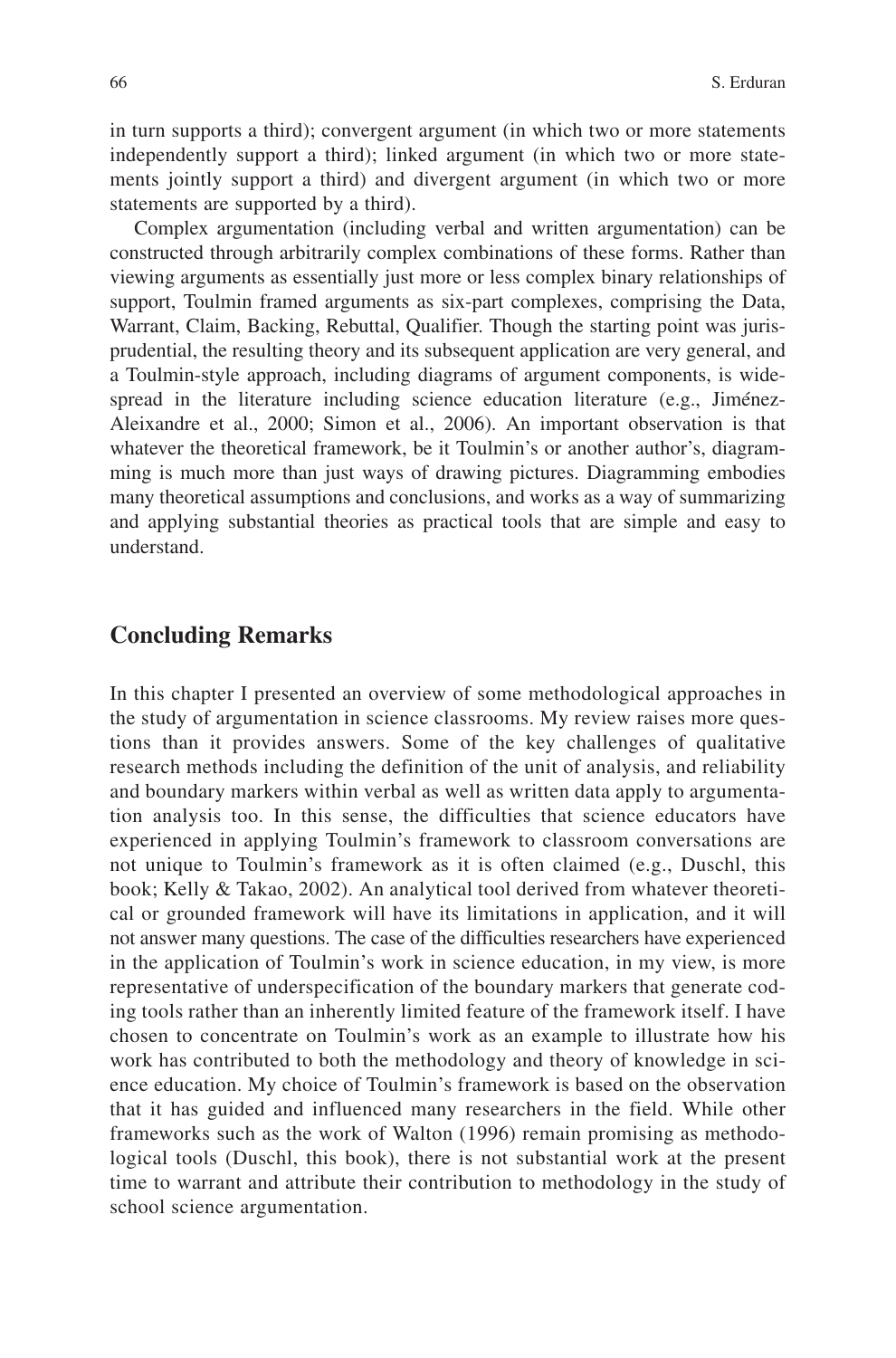in turn supports a third); convergent argument (in which two or more statements independently support a third); linked argument (in which two or more statements jointly support a third) and divergent argument (in which two or more statements are supported by a third).

Complex argumentation (including verbal and written argumentation) can be constructed through arbitrarily complex combinations of these forms. Rather than viewing arguments as essentially just more or less complex binary relationships of support, Toulmin framed arguments as six-part complexes, comprising the Data, Warrant, Claim, Backing, Rebuttal, Qualifier. Though the starting point was jurisprudential, the resulting theory and its subsequent application are very general, and a Toulmin-style approach, including diagrams of argument components, is widespread in the literature including science education literature (e.g., Jiménez-Aleixandre et al., 2000; Simon et al., 2006). An important observation is that whatever the theoretical framework, be it Toulmin's or another author's, diagramming is much more than just ways of drawing pictures. Diagramming embodies many theoretical assumptions and conclusions, and works as a way of summarizing and applying substantial theories as practical tools that are simple and easy to understand.

## Concluding Remarks

In this chapter I presented an overview of some methodological approaches in the study of argumentation in science classrooms. My review raises more questions than it provides answers. Some of the key challenges of qualitative research methods including the definition of the unit of analysis, and reliability and boundary markers within verbal as well as written data apply to argumentation analysis too. In this sense, the difficulties that science educators have experienced in applying Toulmin's framework to classroom conversations are not unique to Toulmin's framework as it is often claimed (e.g., Duschl, this book; Kelly & Takao, 2002). An analytical tool derived from whatever theoretical or grounded framework will have its limitations in application, and it will not answer many questions. The case of the difficulties researchers have experienced in the application of Toulmin's work in science education, in my view, is more representative of underspecification of the boundary markers that generate coding tools rather than an inherently limited feature of the framework itself. I have chosen to concentrate on Toulmin's work as an example to illustrate how his work has contributed to both the methodology and theory of knowledge in science education. My choice of Toulmin's framework is based on the observation that it has guided and influenced many researchers in the field. While other frameworks such as the work of Walton (1996) remain promising as methodological tools (Duschl, this book), there is not substantial work at the present time to warrant and attribute their contribution to methodology in the study of school science argumentation.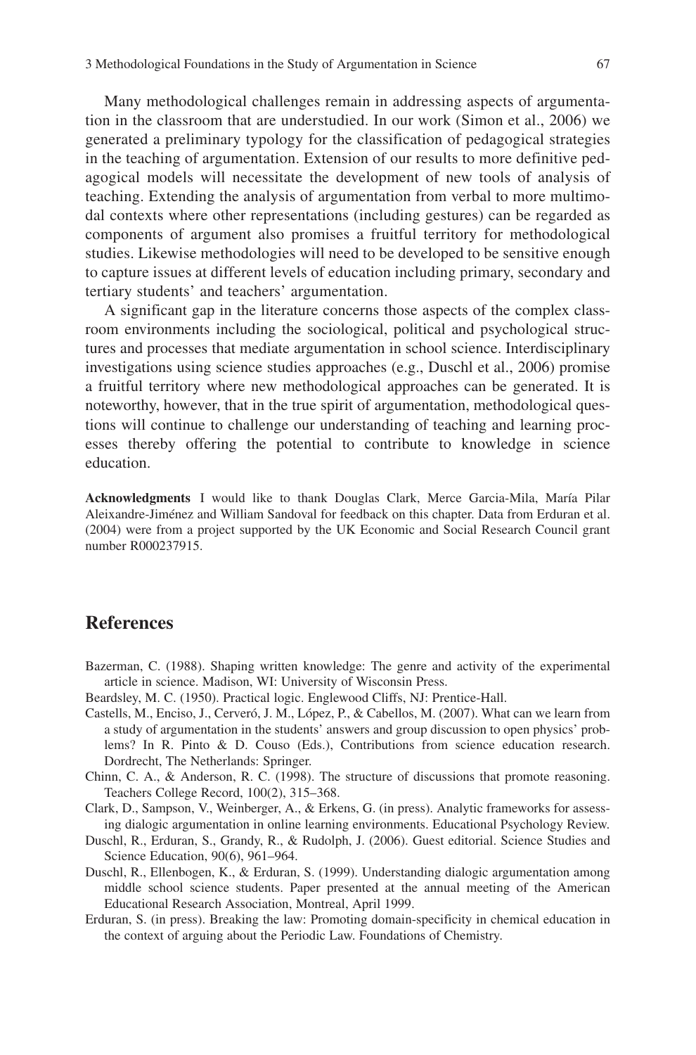Many methodological challenges remain in addressing aspects of argumentation in the classroom that are understudied. In our work (Simon et al., 2006) we generated a preliminary typology for the classification of pedagogical strategies in the teaching of argumentation. Extension of our results to more definitive pedagogical models will necessitate the development of new tools of analysis of teaching. Extending the analysis of argumentation from verbal to more multimodal contexts where other representations (including gestures) can be regarded as components of argument also promises a fruitful territory for methodological studies. Likewise methodologies will need to be developed to be sensitive enough to capture issues at different levels of education including primary, secondary and tertiary students' and teachers' argumentation.

A significant gap in the literature concerns those aspects of the complex classroom environments including the sociological, political and psychological structures and processes that mediate argumentation in school science. Interdisciplinary investigations using science studies approaches (e.g., Duschl et al., 2006) promise a fruitful territory where new methodological approaches can be generated. It is noteworthy, however, that in the true spirit of argumentation, methodological questions will continue to challenge our understanding of teaching and learning processes thereby offering the potential to contribute to knowledge in science education.

**Acknowledgments** I would like to thank Douglas Clark, Merce Garcia-Mila, María Pilar Aleixandre-Jiménez and William Sandoval for feedback on this chapter. Data from Erduran et al. (2004) were from a project supported by the UK Economic and Social Research Council grant number R000237915.

## References

Bazerman, C. (1988). Shaping written knowledge: The genre and activity of the experimental article in science. Madison, WI: University of Wisconsin Press.

Beardsley, M. C. (1950). Practical logic. Englewood Cliffs, NJ: Prentice-Hall.

Castells, M., Enciso, J., Cerveró, J. M., López, P., & Cabellos, M. (2007). What can we learn from a study of argumentation in the students' answers and group discussion to open physics' problems? In R. Pinto & D. Couso (Eds.), Contributions from science education research. Dordrecht, The Netherlands: Springer.

Chinn, C. A., & Anderson, R. C. (1998). The structure of discussions that promote reasoning. Teachers College Record, 100(2), 315–368.

Clark, D., Sampson, V., Weinberger, A., & Erkens, G. (in press). Analytic frameworks for assessing dialogic argumentation in online learning environments. Educational Psychology Review.

Duschl, R., Erduran, S., Grandy, R., & Rudolph, J. (2006). Guest editorial. Science Studies and Science Education, 90(6), 961–964.

Duschl, R., Ellenbogen, K., & Erduran, S. (1999). Understanding dialogic argumentation among middle school science students. Paper presented at the annual meeting of the American Educational Research Association, Montreal, April 1999.

Erduran, S. (in press). Breaking the law: Promoting domain-specificity in chemical education in the context of arguing about the Periodic Law. Foundations of Chemistry.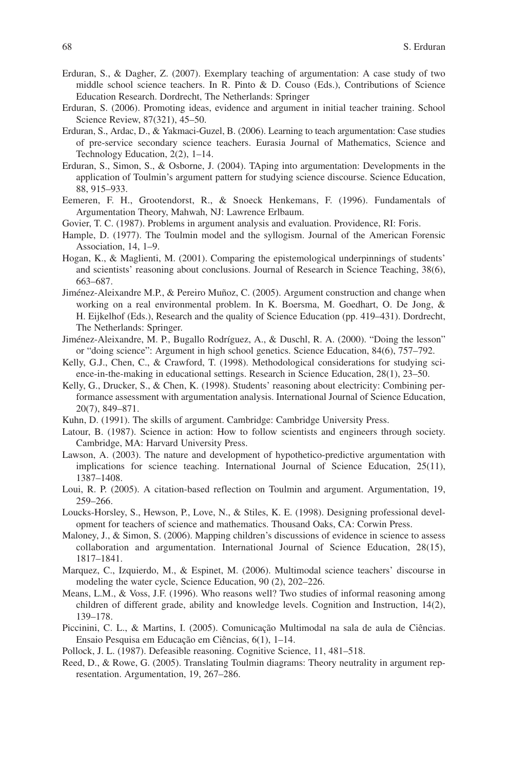Erduran, S., & Dagher, Z. (2007). Exemplary teaching of argumentation: A case study of two middle school science teachers. In R. Pinto & D. Couso (Eds.), Contributions of Science Education Research. Dordrecht, The Netherlands: Springer

Erduran, S. (2006). Promoting ideas, evidence and argument in initial teacher training. School Science Review, 87(321), 45–50.

Erduran, S., Ardac, D., & Yakmaci-Guzel, B. (2006). Learning to teach argumentation: Case studies of pre-service secondary science teachers. Eurasia Journal of Mathematics, Science and Technology Education, 2(2), 1–14.

Erduran, S., Simon, S., & Osborne, J. (2004). TAping into argumentation: Developments in the application of Toulmin's argument pattern for studying science discourse. Science Education, 88, 915–933.

Eemeren, F. H., Grootendorst, R., & Snoeck Henkemans, F. (1996). Fundamentals of Argumentation Theory, Mahwah, NJ: Lawrence Erlbaum.

Govier, T. C. (1987). Problems in argument analysis and evaluation. Providence, RI: Foris.

Hample, D. (1977). The Toulmin model and the syllogism. Journal of the American Forensic Association, 14, 1–9.

Hogan, K., & Maglienti, M. (2001). Comparing the epistemological underpinnings of students' and scientists' reasoning about conclusions. Journal of Research in Science Teaching, 38(6), 663–687.

Jiménez-Aleixandre M.P., & Pereiro Muñoz, C. (2005). Argument construction and change when working on a real environmental problem. In K. Boersma, M. Goedhart, O. De Jong, & H. Eijkelhof (Eds.), Research and the quality of Science Education (pp. 419–431). Dordrecht, The Netherlands: Springer.

Jiménez-Aleixandre, M. P., Bugallo Rodríguez, A., & Duschl, R. A. (2000). "Doing the lesson" or "doing science": Argument in high school genetics. Science Education, 84(6), 757–792.

Kelly, G.J., Chen, C., & Crawford, T. (1998). Methodological considerations for studying science-in-the-making in educational settings. Research in Science Education, 28(1), 23–50.

Kelly, G., Drucker, S., & Chen, K. (1998). Students' reasoning about electricity: Combining performance assessment with argumentation analysis. International Journal of Science Education, 20(7), 849–871.

Kuhn, D. (1991). The skills of argument. Cambridge: Cambridge University Press.

Latour, B. (1987). Science in action: How to follow scientists and engineers through society. Cambridge, MA: Harvard University Press.

Lawson, A. (2003). The nature and development of hypothetico-predictive argumentation with implications for science teaching. International Journal of Science Education, 25(11), 1387–1408.

Loui, R. P. (2005). A citation-based reflection on Toulmin and argument. Argumentation, 19, 259–266.

Loucks-Horsley, S., Hewson, P., Love, N., & Stiles, K. E. (1998). Designing professional development for teachers of science and mathematics. Thousand Oaks, CA: Corwin Press.

Maloney, J., & Simon, S. (2006). Mapping children's discussions of evidence in science to assess collaboration and argumentation. International Journal of Science Education, 28(15), 1817–1841.

Marquez, C., Izquierdo, M., & Espinet, M. (2006). Multimodal science teachers' discourse in modeling the water cycle, Science Education, 90 (2), 202–226.

Means, L.M., & Voss, J.F. (1996). Who reasons well? Two studies of informal reasoning among children of different grade, ability and knowledge levels. Cognition and Instruction, 14(2), 139–178.

Piccinini, C. L., & Martins, I. (2005). Comunicação Multimodal na sala de aula de Ciências. Ensaio Pesquisa em Educação em Ciências, 6(1), 1–14.

Pollock, J. L. (1987). Defeasible reasoning. Cognitive Science, 11, 481–518.

Reed, D., & Rowe, G. (2005). Translating Toulmin diagrams: Theory neutrality in argument representation. Argumentation, 19, 267–286.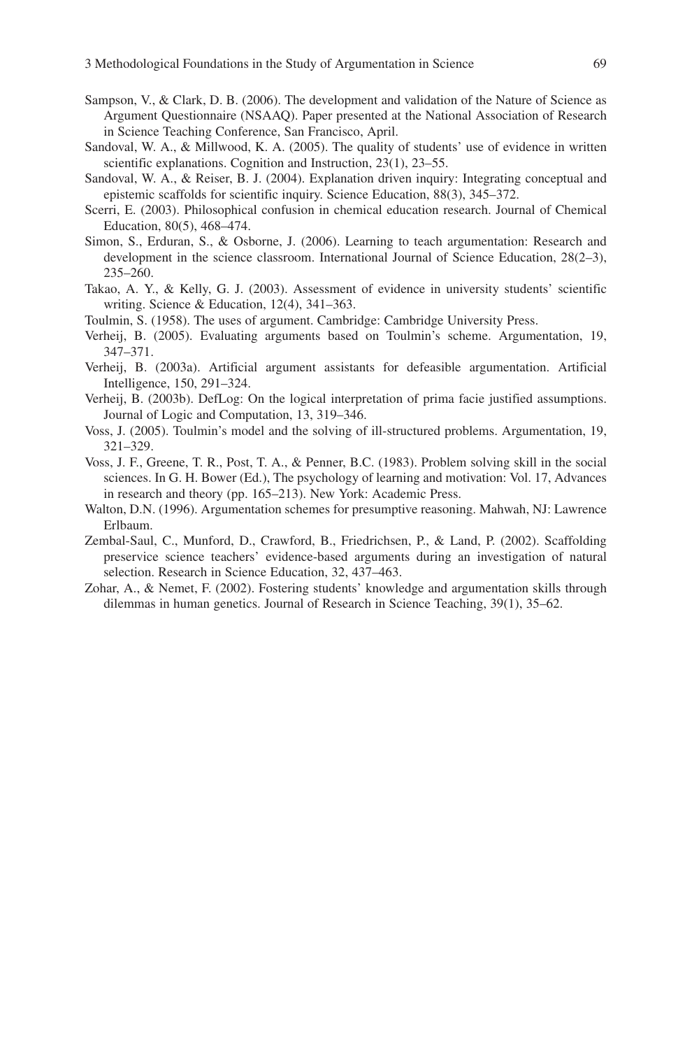Sampson, V., & Clark, D. B. (2006). The development and validation of the Nature of Science as Argument Questionnaire (NSAAQ). Paper presented at the National Association of Research in Science Teaching Conference, San Francisco, April.

Sandoval, W. A., & Millwood, K. A. (2005). The quality of students' use of evidence in written scientific explanations. Cognition and Instruction, 23(1), 23–55.

Sandoval, W. A., & Reiser, B. J. (2004). Explanation driven inquiry: Integrating conceptual and epistemic scaffolds for scientific inquiry. Science Education, 88(3), 345–372.

Scerri, E. (2003). Philosophical confusion in chemical education research. Journal of Chemical Education, 80(5), 468–474.

Simon, S., Erduran, S., & Osborne, J. (2006). Learning to teach argumentation: Research and development in the science classroom. International Journal of Science Education, 28(2–3), 235–260.

Takao, A. Y., & Kelly, G. J. (2003). Assessment of evidence in university students' scientific writing. Science & Education, 12(4), 341–363.

Toulmin, S. (1958). The uses of argument. Cambridge: Cambridge University Press.

Verheij, B. (2005). Evaluating arguments based on Toulmin's scheme. Argumentation, 19, 347–371.

Verheij, B. (2003a). Artificial argument assistants for defeasible argumentation. Artificial Intelligence, 150, 291–324.

Verheij, B. (2003b). DefLog: On the logical interpretation of prima facie justified assumptions. Journal of Logic and Computation, 13, 319–346.

Voss, J. (2005). Toulmin's model and the solving of ill-structured problems. Argumentation, 19, 321–329.

Voss, J. F., Greene, T. R., Post, T. A., & Penner, B.C. (1983). Problem solving skill in the social sciences. In G. H. Bower (Ed.), The psychology of learning and motivation: Vol. 17, Advances in research and theory (pp. 165–213). New York: Academic Press.

Walton, D.N. (1996). Argumentation schemes for presumptive reasoning. Mahwah, NJ: Lawrence Erlbaum.

Zembal-Saul, C., Munford, D., Crawford, B., Friedrichsen, P., & Land, P. (2002). Scaffolding preservice science teachers' evidence-based arguments during an investigation of natural selection. Research in Science Education, 32, 437–463.

Zohar, A., & Nemet, F. (2002). Fostering students' knowledge and argumentation skills through dilemmas in human genetics. Journal of Research in Science Teaching, 39(1), 35–62.